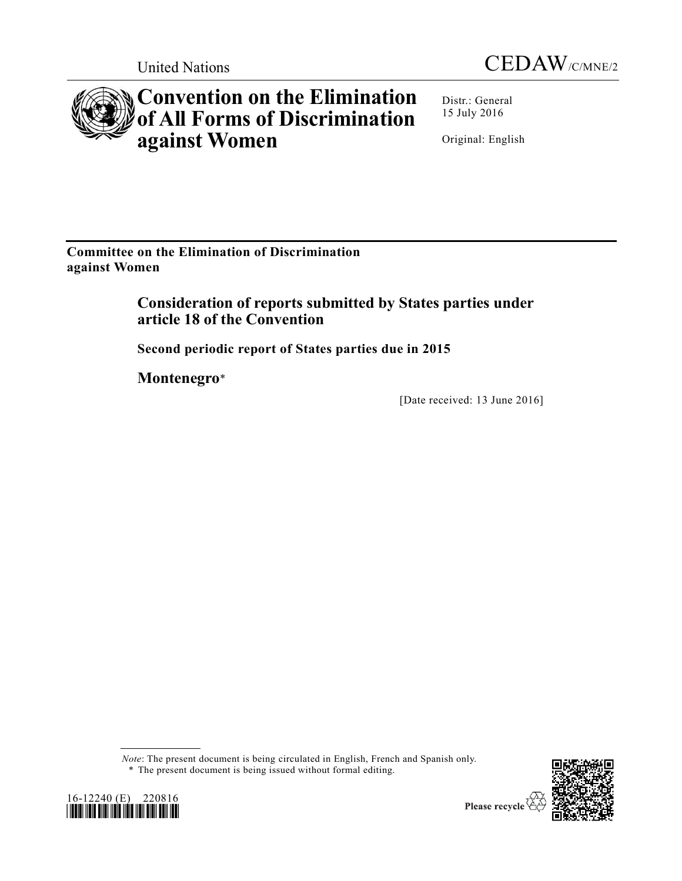United Nations

CEDAW/C/MNE/2

# Convention on the Elimination of All Forms of Discrimination against Women

Distr.: General
15 July 2016

Original: English

**Committee on the Elimination of Discrimination against Women**

## Consideration of reports submitted by States parties under article 18 of the Convention

### Second periodic report of States parties due in 2015

### Montenegro*

[Date received: 13 June 2016]

*Note*: The present document is being circulated in English, French and Spanish only.

\* The present document is being issued without formal editing.

16-12240 (E) 220816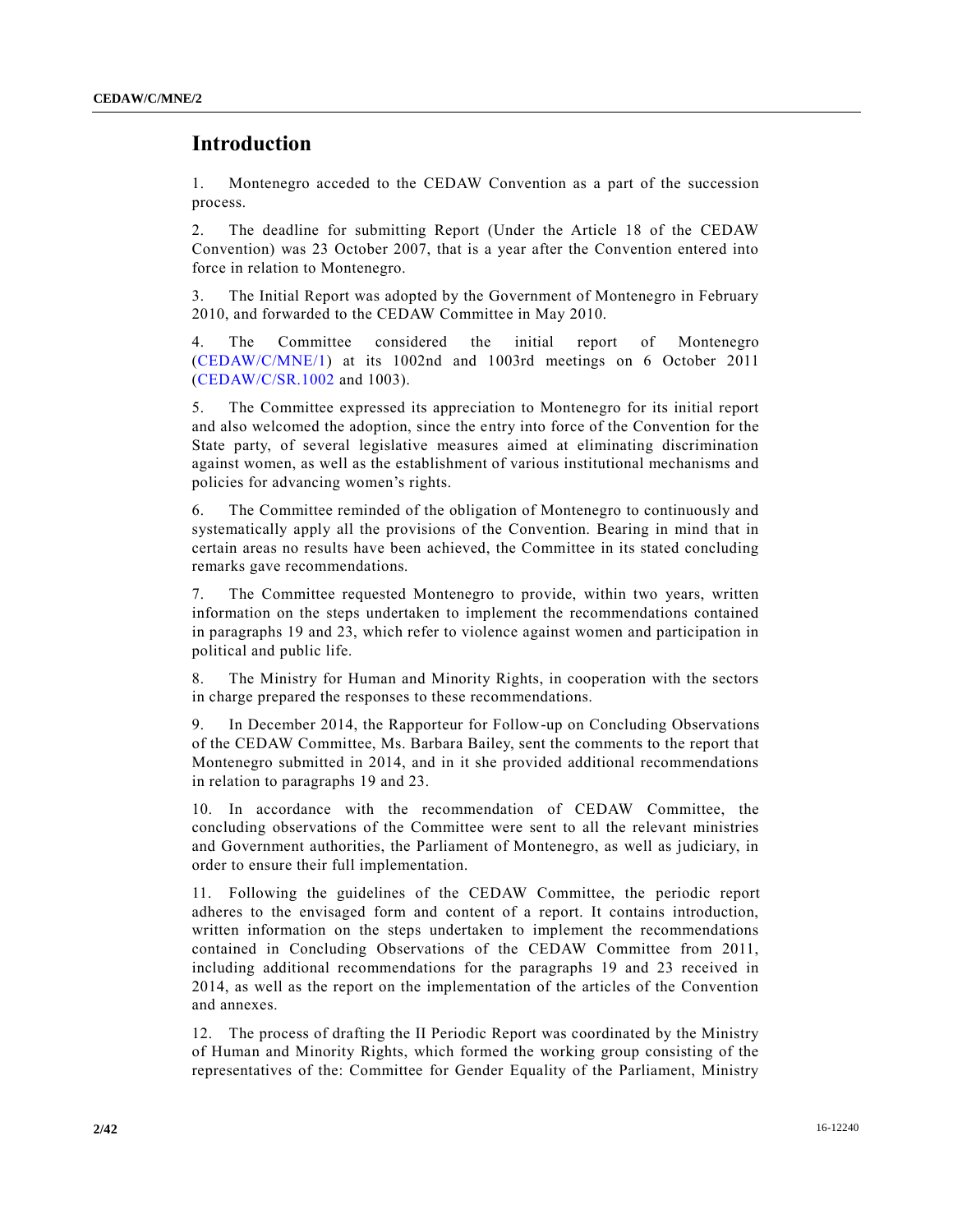# Introduction

1. Montenegro acceded to the CEDAW Convention as a part of the succession process.

2. The deadline for submitting Report (Under the Article 18 of the CEDAW Convention) was 23 October 2007, that is a year after the Convention entered into force in relation to Montenegro.

3. The Initial Report was adopted by the Government of Montenegro in February 2010, and forwarded to the CEDAW Committee in May 2010.

4. The Committee considered the initial report of Montenegro (CEDAW/C/MNE/1) at its 1002nd and 1003rd meetings on 6 October 2011 (CEDAW/C/SR.1002 and 1003).

5. The Committee expressed its appreciation to Montenegro for its initial report and also welcomed the adoption, since the entry into force of the Convention for the State party, of several legislative measures aimed at eliminating discrimination against women, as well as the establishment of various institutional mechanisms and policies for advancing women's rights.

6. The Committee reminded of the obligation of Montenegro to continuously and systematically apply all the provisions of the Convention. Bearing in mind that in certain areas no results have been achieved, the Committee in its stated concluding remarks gave recommendations.

7. The Committee requested Montenegro to provide, within two years, written information on the steps undertaken to implement the recommendations contained in paragraphs 19 and 23, which refer to violence against women and participation in political and public life.

8. The Ministry for Human and Minority Rights, in cooperation with the sectors in charge prepared the responses to these recommendations.

9. In December 2014, the Rapporteur for Follow-up on Concluding Observations of the CEDAW Committee, Ms. Barbara Bailey, sent the comments to the report that Montenegro submitted in 2014, and in it she provided additional recommendations in relation to paragraphs 19 and 23.

10. In accordance with the recommendation of CEDAW Committee, the concluding observations of the Committee were sent to all the relevant ministries and Government authorities, the Parliament of Montenegro, as well as judiciary, in order to ensure their full implementation.

11. Following the guidelines of the CEDAW Committee, the periodic report adheres to the envisaged form and content of a report. It contains introduction, written information on the steps undertaken to implement the recommendations contained in Concluding Observations of the CEDAW Committee from 2011, including additional recommendations for the paragraphs 19 and 23 received in 2014, as well as the report on the implementation of the articles of the Convention and annexes.

12. The process of drafting the II Periodic Report was coordinated by the Ministry of Human and Minority Rights, which formed the working group consisting of the representatives of the: Committee for Gender Equality of the Parliament, Ministry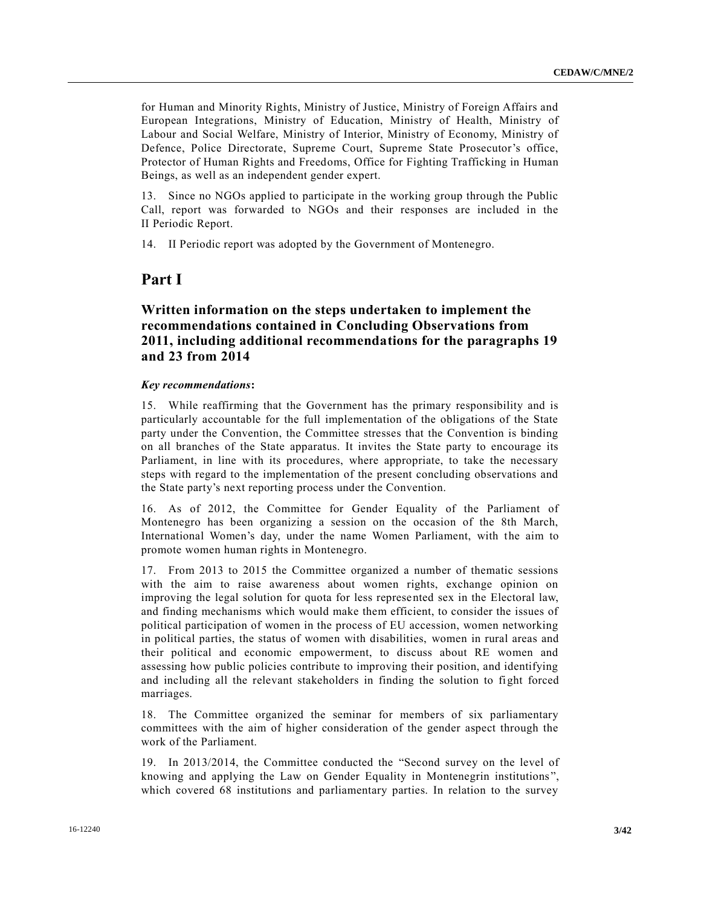for Human and Minority Rights, Ministry of Justice, Ministry of Foreign Affairs and European Integrations, Ministry of Education, Ministry of Health, Ministry of Labour and Social Welfare, Ministry of Interior, Ministry of Economy, Ministry of Defence, Police Directorate, Supreme Court, Supreme State Prosecutor's office, Protector of Human Rights and Freedoms, Office for Fighting Trafficking in Human Beings, as well as an independent gender expert.

13. Since no NGOs applied to participate in the working group through the Public Call, report was forwarded to NGOs and their responses are included in the II Periodic Report.

14. II Periodic report was adopted by the Government of Montenegro.

# Part I

## Written information on the steps undertaken to implement the recommendations contained in Concluding Observations from 2011, including additional recommendations for the paragraphs 19 and 23 from 2014

***Key recommendations*:**

15. While reaffirming that the Government has the primary responsibility and is particularly accountable for the full implementation of the obligations of the State party under the Convention, the Committee stresses that the Convention is binding on all branches of the State apparatus. It invites the State party to encourage its Parliament, in line with its procedures, where appropriate, to take the necessary steps with regard to the implementation of the present concluding observations and the State party's next reporting process under the Convention.

16. As of 2012, the Committee for Gender Equality of the Parliament of Montenegro has been organizing a session on the occasion of the 8th March, International Women's day, under the name Women Parliament, with the aim to promote women human rights in Montenegro.

17. From 2013 to 2015 the Committee organized a number of thematic sessions with the aim to raise awareness about women rights, exchange opinion on improving the legal solution for quota for less represented sex in the Electoral law, and finding mechanisms which would make them efficient, to consider the issues of political participation of women in the process of EU accession, women networking in political parties, the status of women with disabilities, women in rural areas and their political and economic empowerment, to discuss about RE women and assessing how public policies contribute to improving their position, and identifying and including all the relevant stakeholders in finding the solution to fight forced marriages.

18. The Committee organized the seminar for members of six parliamentary committees with the aim of higher consideration of the gender aspect through the work of the Parliament.

19. In 2013/2014, the Committee conducted the "Second survey on the level of knowing and applying the Law on Gender Equality in Montenegrin institutions", which covered 68 institutions and parliamentary parties. In relation to the survey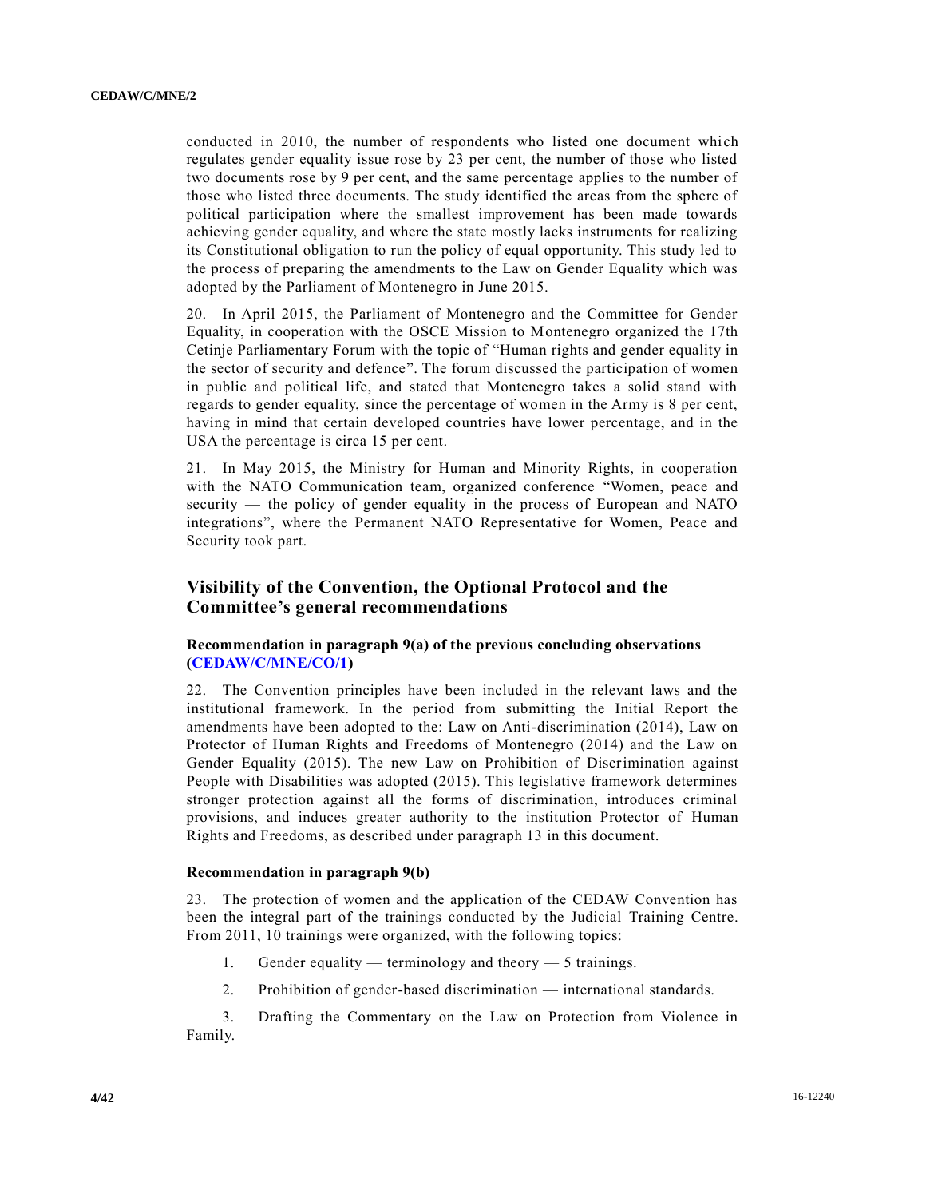conducted in 2010, the number of respondents who listed one document which regulates gender equality issue rose by 23 per cent, the number of those who listed two documents rose by 9 per cent, and the same percentage applies to the number of those who listed three documents. The study identified the areas from the sphere of political participation where the smallest improvement has been made towards achieving gender equality, and where the state mostly lacks instruments for realizing its Constitutional obligation to run the policy of equal opportunity. This study led to the process of preparing the amendments to the Law on Gender Equality which was adopted by the Parliament of Montenegro in June 2015.

20. In April 2015, the Parliament of Montenegro and the Committee for Gender Equality, in cooperation with the OSCE Mission to Montenegro organized the 17th Cetinje Parliamentary Forum with the topic of "Human rights and gender equality in the sector of security and defence". The forum discussed the participation of women in public and political life, and stated that Montenegro takes a solid stand with regards to gender equality, since the percentage of women in the Army is 8 per cent, having in mind that certain developed countries have lower percentage, and in the USA the percentage is circa 15 per cent.

21. In May 2015, the Ministry for Human and Minority Rights, in cooperation with the NATO Communication team, organized conference "Women, peace and security — the policy of gender equality in the process of European and NATO integrations", where the Permanent NATO Representative for Women, Peace and Security took part.

## Visibility of the Convention, the Optional Protocol and the Committee's general recommendations

### Recommendation in paragraph 9(a) of the previous concluding observations (CEDAW/C/MNE/CO/1)

22. The Convention principles have been included in the relevant laws and the institutional framework. In the period from submitting the Initial Report the amendments have been adopted to the: Law on Anti-discrimination (2014), Law on Protector of Human Rights and Freedoms of Montenegro (2014) and the Law on Gender Equality (2015). The new Law on Prohibition of Discrimination against People with Disabilities was adopted (2015). This legislative framework determines stronger protection against all the forms of discrimination, introduces criminal provisions, and induces greater authority to the institution Protector of Human Rights and Freedoms, as described under paragraph 13 in this document.

### Recommendation in paragraph 9(b)

23. The protection of women and the application of the CEDAW Convention has been the integral part of the trainings conducted by the Judicial Training Centre. From 2011, 10 trainings were organized, with the following topics:

1. Gender equality — terminology and theory — 5 trainings.
2. Prohibition of gender-based discrimination — international standards.
3. Drafting the Commentary on the Law on Protection from Violence in Family.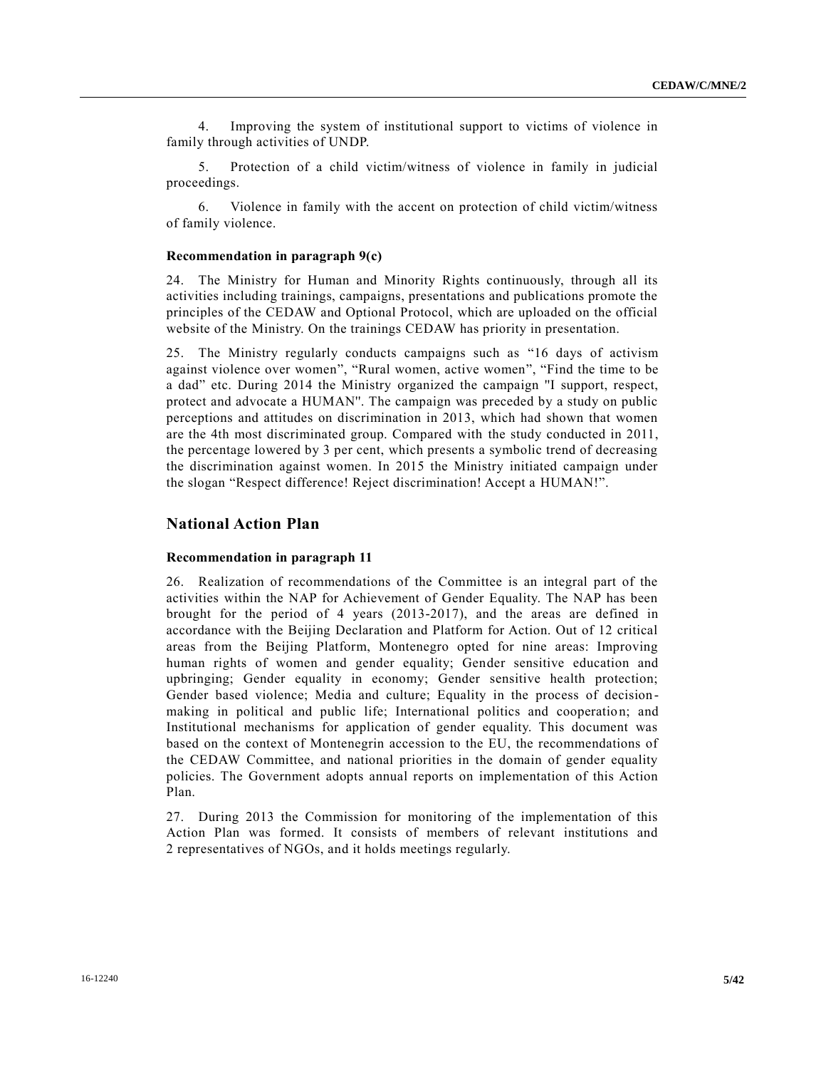4. Improving the system of institutional support to victims of violence in family through activities of UNDP.

5. Protection of a child victim/witness of violence in family in judicial proceedings.

6. Violence in family with the accent on protection of child victim/witness of family violence.

#### Recommendation in paragraph 9(c)

24. The Ministry for Human and Minority Rights continuously, through all its activities including trainings, campaigns, presentations and publications promote the principles of the CEDAW and Optional Protocol, which are uploaded on the official website of the Ministry. On the trainings CEDAW has priority in presentation.

25. The Ministry regularly conducts campaigns such as "16 days of activism against violence over women", "Rural women, active women", "Find the time to be a dad" etc. During 2014 the Ministry organized the campaign "I support, respect, protect and advocate a HUMAN". The campaign was preceded by a study on public perceptions and attitudes on discrimination in 2013, which had shown that women are the 4th most discriminated group. Compared with the study conducted in 2011, the percentage lowered by 3 per cent, which presents a symbolic trend of decreasing the discrimination against women. In 2015 the Ministry initiated campaign under the slogan "Respect difference! Reject discrimination! Accept a HUMAN!".

## National Action Plan

#### Recommendation in paragraph 11

26. Realization of recommendations of the Committee is an integral part of the activities within the NAP for Achievement of Gender Equality. The NAP has been brought for the period of 4 years (2013-2017), and the areas are defined in accordance with the Beijing Declaration and Platform for Action. Out of 12 critical areas from the Beijing Platform, Montenegro opted for nine areas: Improving human rights of women and gender equality; Gender sensitive education and upbringing; Gender equality in economy; Gender sensitive health protection; Gender based violence; Media and culture; Equality in the process of decision-making in political and public life; International politics and cooperation; and Institutional mechanisms for application of gender equality. This document was based on the context of Montenegrin accession to the EU, the recommendations of the CEDAW Committee, and national priorities in the domain of gender equality policies. The Government adopts annual reports on implementation of this Action Plan.

27. During 2013 the Commission for monitoring of the implementation of this Action Plan was formed. It consists of members of relevant institutions and 2 representatives of NGOs, and it holds meetings regularly.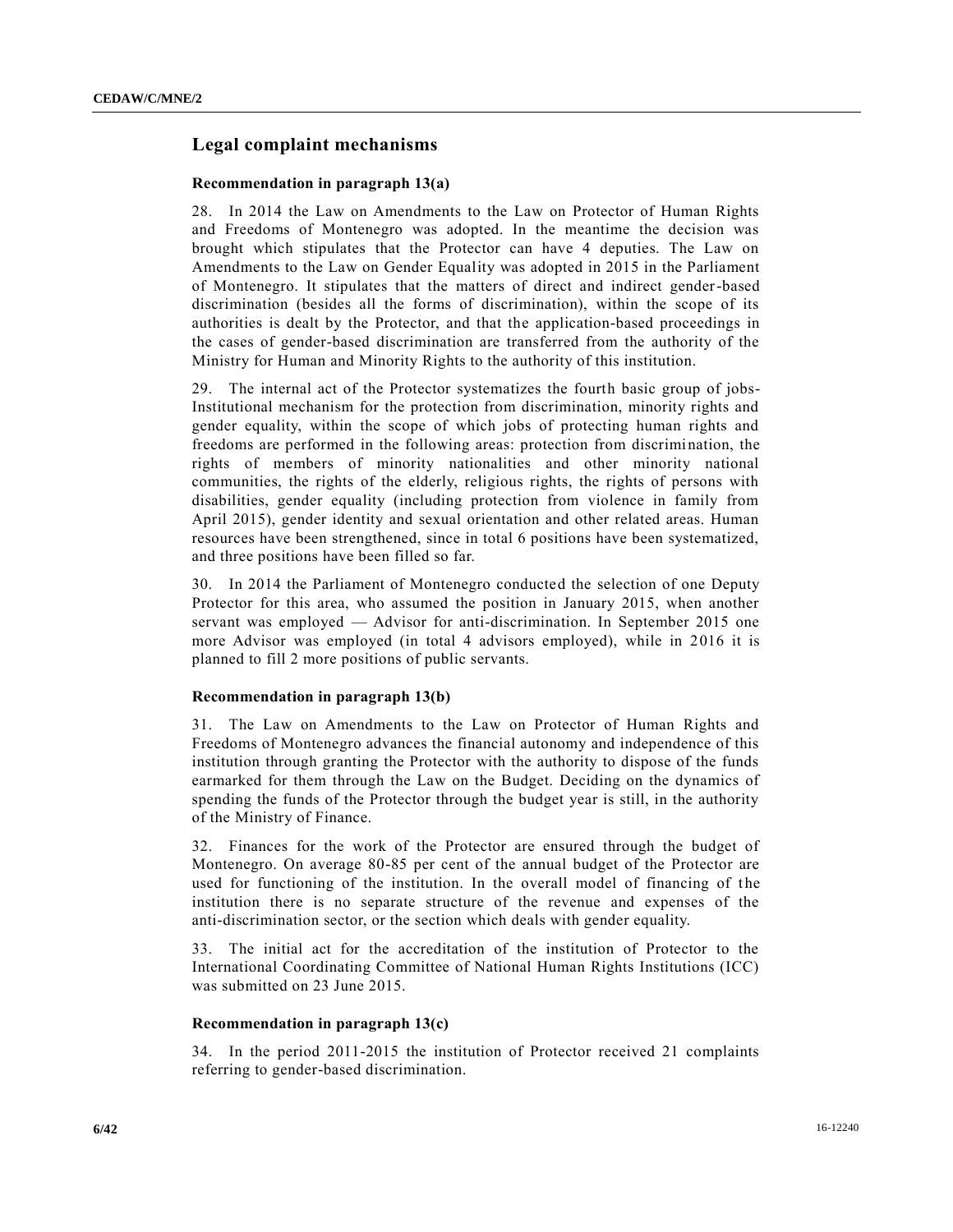## Legal complaint mechanisms

### Recommendation in paragraph 13(a)

28. In 2014 the Law on Amendments to the Law on Protector of Human Rights and Freedoms of Montenegro was adopted. In the meantime the decision was brought which stipulates that the Protector can have 4 deputies. The Law on Amendments to the Law on Gender Equality was adopted in 2015 in the Parliament of Montenegro. It stipulates that the matters of direct and indirect gender-based discrimination (besides all the forms of discrimination), within the scope of its authorities is dealt by the Protector, and that the application-based proceedings in the cases of gender-based discrimination are transferred from the authority of the Ministry for Human and Minority Rights to the authority of this institution.

29. The internal act of the Protector systematizes the fourth basic group of jobs-Institutional mechanism for the protection from discrimination, minority rights and gender equality, within the scope of which jobs of protecting human rights and freedoms are performed in the following areas: protection from discrimination, the rights of members of minority nationalities and other minority national communities, the rights of the elderly, religious rights, the rights of persons with disabilities, gender equality (including protection from violence in family from April 2015), gender identity and sexual orientation and other related areas. Human resources have been strengthened, since in total 6 positions have been systematized, and three positions have been filled so far.

30. In 2014 the Parliament of Montenegro conducted the selection of one Deputy Protector for this area, who assumed the position in January 2015, when another servant was employed — Advisor for anti-discrimination. In September 2015 one more Advisor was employed (in total 4 advisors employed), while in 2016 it is planned to fill 2 more positions of public servants.

### Recommendation in paragraph 13(b)

31. The Law on Amendments to the Law on Protector of Human Rights and Freedoms of Montenegro advances the financial autonomy and independence of this institution through granting the Protector with the authority to dispose of the funds earmarked for them through the Law on the Budget. Deciding on the dynamics of spending the funds of the Protector through the budget year is still, in the authority of the Ministry of Finance.

32. Finances for the work of the Protector are ensured through the budget of Montenegro. On average 80-85 per cent of the annual budget of the Protector are used for functioning of the institution. In the overall model of financing of the institution there is no separate structure of the revenue and expenses of the anti-discrimination sector, or the section which deals with gender equality.

33. The initial act for the accreditation of the institution of Protector to the International Coordinating Committee of National Human Rights Institutions (ICC) was submitted on 23 June 2015.

### Recommendation in paragraph 13(c)

34. In the period 2011-2015 the institution of Protector received 21 complaints referring to gender-based discrimination.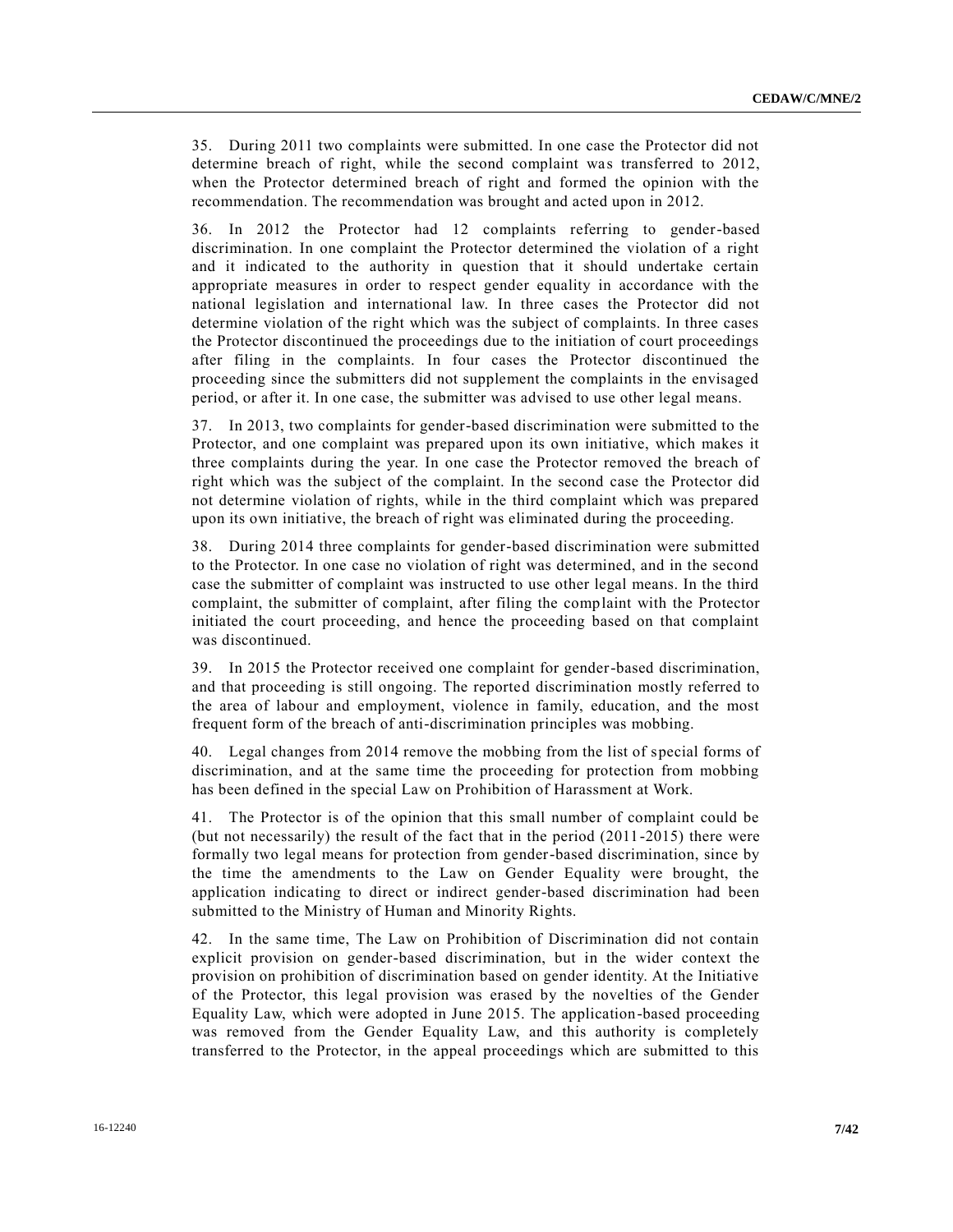35. During 2011 two complaints were submitted. In one case the Protector did not determine breach of right, while the second complaint was transferred to 2012, when the Protector determined breach of right and formed the opinion with the recommendation. The recommendation was brought and acted upon in 2012.

36. In 2012 the Protector had 12 complaints referring to gender-based discrimination. In one complaint the Protector determined the violation of a right and it indicated to the authority in question that it should undertake certain appropriate measures in order to respect gender equality in accordance with the national legislation and international law. In three cases the Protector did not determine violation of the right which was the subject of complaints. In three cases the Protector discontinued the proceedings due to the initiation of court proceedings after filing in the complaints. In four cases the Protector discontinued the proceeding since the submitters did not supplement the complaints in the envisaged period, or after it. In one case, the submitter was advised to use other legal means.

37. In 2013, two complaints for gender-based discrimination were submitted to the Protector, and one complaint was prepared upon its own initiative, which makes it three complaints during the year. In one case the Protector removed the breach of right which was the subject of the complaint. In the second case the Protector did not determine violation of rights, while in the third complaint which was prepared upon its own initiative, the breach of right was eliminated during the proceeding.

38. During 2014 three complaints for gender-based discrimination were submitted to the Protector. In one case no violation of right was determined, and in the second case the submitter of complaint was instructed to use other legal means. In the third complaint, the submitter of complaint, after filing the complaint with the Protector initiated the court proceeding, and hence the proceeding based on that complaint was discontinued.

39. In 2015 the Protector received one complaint for gender-based discrimination, and that proceeding is still ongoing. The reported discrimination mostly referred to the area of labour and employment, violence in family, education, and the most frequent form of the breach of anti-discrimination principles was mobbing.

40. Legal changes from 2014 remove the mobbing from the list of special forms of discrimination, and at the same time the proceeding for protection from mobbing has been defined in the special Law on Prohibition of Harassment at Work.

41. The Protector is of the opinion that this small number of complaint could be (but not necessarily) the result of the fact that in the period (2011-2015) there were formally two legal means for protection from gender-based discrimination, since by the time the amendments to the Law on Gender Equality were brought, the application indicating to direct or indirect gender-based discrimination had been submitted to the Ministry of Human and Minority Rights.

42. In the same time, The Law on Prohibition of Discrimination did not contain explicit provision on gender-based discrimination, but in the wider context the provision on prohibition of discrimination based on gender identity. At the Initiative of the Protector, this legal provision was erased by the novelties of the Gender Equality Law, which were adopted in June 2015. The application-based proceeding was removed from the Gender Equality Law, and this authority is completely transferred to the Protector, in the appeal proceedings which are submitted to this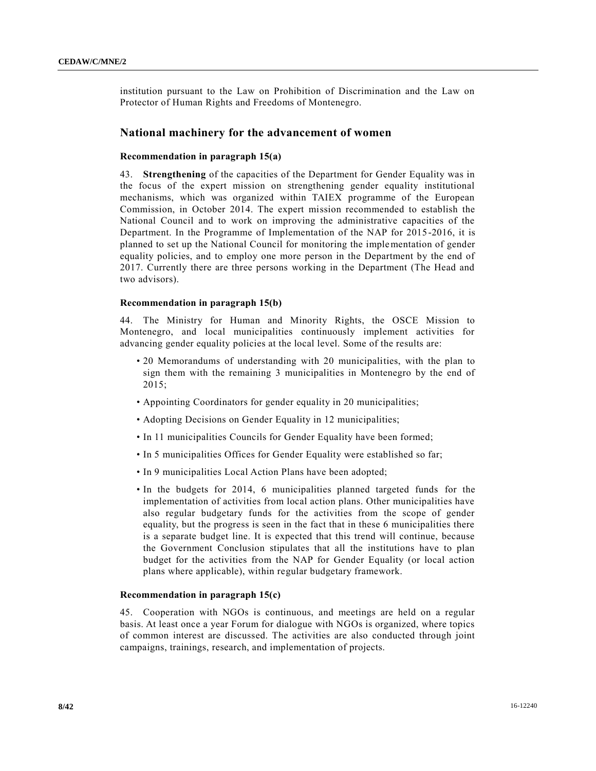institution pursuant to the Law on Prohibition of Discrimination and the Law on Protector of Human Rights and Freedoms of Montenegro.

## National machinery for the advancement of women

### Recommendation in paragraph 15(a)

43. **Strengthening** of the capacities of the Department for Gender Equality was in the focus of the expert mission on strengthening gender equality institutional mechanisms, which was organized within TAIEX programme of the European Commission, in October 2014. The expert mission recommended to establish the National Council and to work on improving the administrative capacities of the Department. In the Programme of Implementation of the NAP for 2015-2016, it is planned to set up the National Council for monitoring the implementation of gender equality policies, and to employ one more person in the Department by the end of 2017. Currently there are three persons working in the Department (The Head and two advisors).

### Recommendation in paragraph 15(b)

44. The Ministry for Human and Minority Rights, the OSCE Mission to Montenegro, and local municipalities continuously implement activities for advancing gender equality policies at the local level. Some of the results are:

- 20 Memorandums of understanding with 20 municipalities, with the plan to sign them with the remaining 3 municipalities in Montenegro by the end of 2015;
- Appointing Coordinators for gender equality in 20 municipalities;
- Adopting Decisions on Gender Equality in 12 municipalities;
- In 11 municipalities Councils for Gender Equality have been formed;
- In 5 municipalities Offices for Gender Equality were established so far;
- In 9 municipalities Local Action Plans have been adopted;
- In the budgets for 2014, 6 municipalities planned targeted funds for the implementation of activities from local action plans. Other municipalities have also regular budgetary funds for the activities from the scope of gender equality, but the progress is seen in the fact that in these 6 municipalities there is a separate budget line. It is expected that this trend will continue, because the Government Conclusion stipulates that all the institutions have to plan budget for the activities from the NAP for Gender Equality (or local action plans where applicable), within regular budgetary framework.

### Recommendation in paragraph 15(c)

45. Cooperation with NGOs is continuous, and meetings are held on a regular basis. At least once a year Forum for dialogue with NGOs is organized, where topics of common interest are discussed. The activities are also conducted through joint campaigns, trainings, research, and implementation of projects.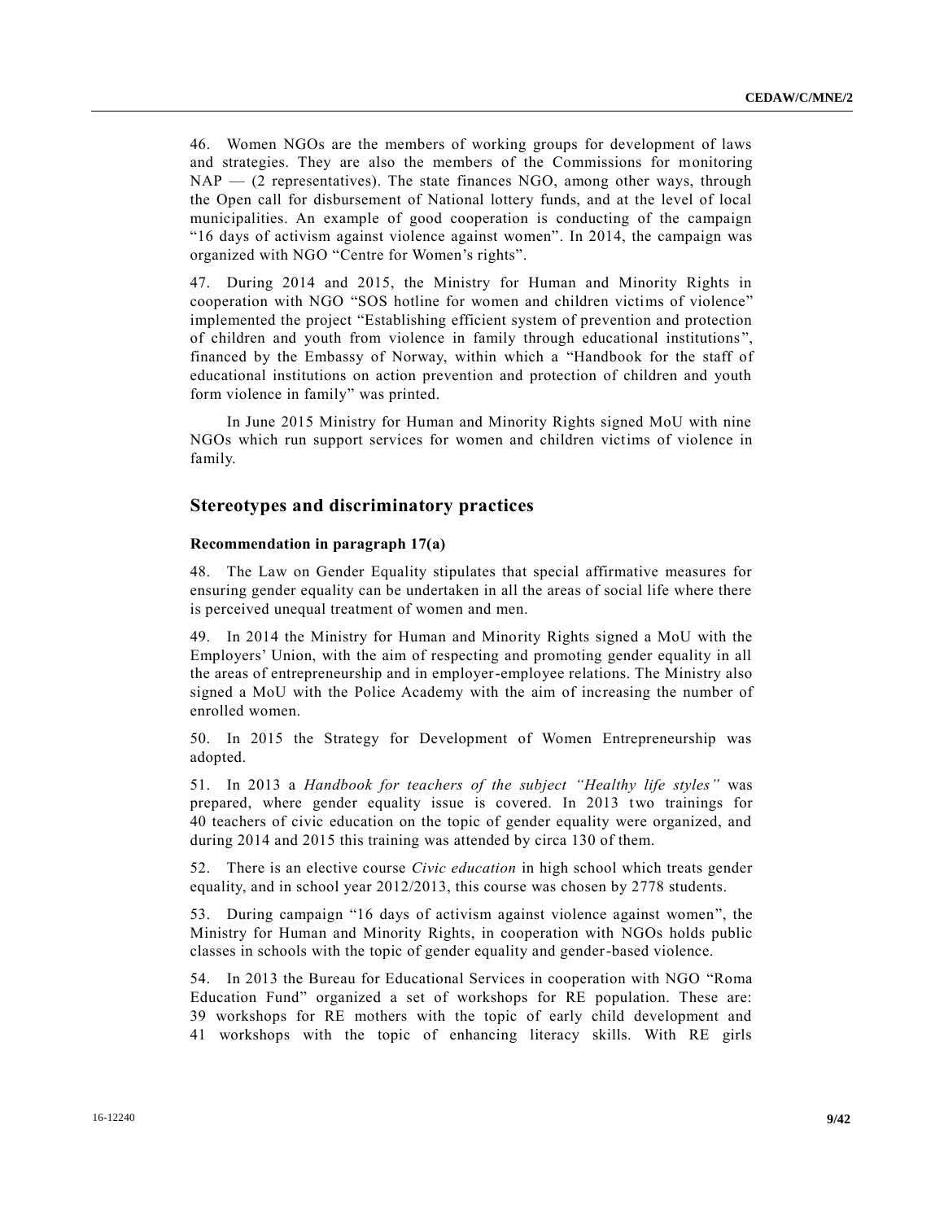46. Women NGOs are the members of working groups for development of laws and strategies. They are also the members of the Commissions for monitoring NAP — (2 representatives). The state finances NGO, among other ways, through the Open call for disbursement of National lottery funds, and at the level of local municipalities. An example of good cooperation is conducting of the campaign "16 days of activism against violence against women". In 2014, the campaign was organized with NGO "Centre for Women's rights".

47. During 2014 and 2015, the Ministry for Human and Minority Rights in cooperation with NGO "SOS hotline for women and children victims of violence" implemented the project "Establishing efficient system of prevention and protection of children and youth from violence in family through educational institutions", financed by the Embassy of Norway, within which a "Handbook for the staff of educational institutions on action prevention and protection of children and youth form violence in family" was printed.

In June 2015 Ministry for Human and Minority Rights signed MoU with nine NGOs which run support services for women and children victims of violence in family.

## Stereotypes and discriminatory practices

### Recommendation in paragraph 17(a)

48. The Law on Gender Equality stipulates that special affirmative measures for ensuring gender equality can be undertaken in all the areas of social life where there is perceived unequal treatment of women and men.

49. In 2014 the Ministry for Human and Minority Rights signed a MoU with the Employers' Union, with the aim of respecting and promoting gender equality in all the areas of entrepreneurship and in employer-employee relations. The Ministry also signed a MoU with the Police Academy with the aim of increasing the number of enrolled women.

50. In 2015 the Strategy for Development of Women Entrepreneurship was adopted.

51. In 2013 a *Handbook for teachers of the subject "Healthy life styles"* was prepared, where gender equality issue is covered. In 2013 two trainings for 40 teachers of civic education on the topic of gender equality were organized, and during 2014 and 2015 this training was attended by circa 130 of them.

52. There is an elective course *Civic education* in high school which treats gender equality, and in school year 2012/2013, this course was chosen by 2778 students.

53. During campaign "16 days of activism against violence against women", the Ministry for Human and Minority Rights, in cooperation with NGOs holds public classes in schools with the topic of gender equality and gender-based violence.

54. In 2013 the Bureau for Educational Services in cooperation with NGO "Roma Education Fund" organized a set of workshops for RE population. These are: 39 workshops for RE mothers with the topic of early child development and 41 workshops with the topic of enhancing literacy skills. With RE girls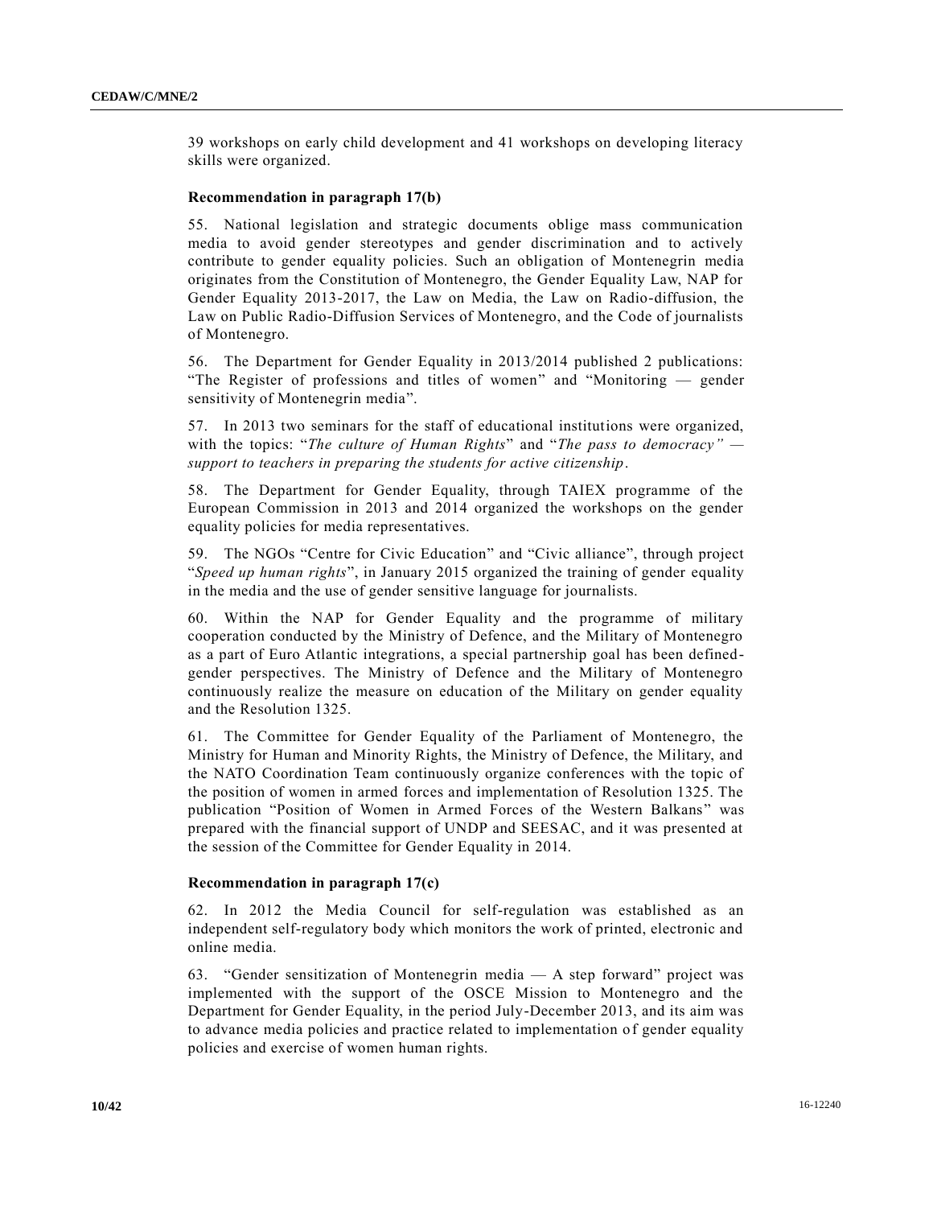39 workshops on early child development and 41 workshops on developing literacy skills were organized.

**Recommendation in paragraph 17(b)**

55. National legislation and strategic documents oblige mass communication media to avoid gender stereotypes and gender discrimination and to actively contribute to gender equality policies. Such an obligation of Montenegrin media originates from the Constitution of Montenegro, the Gender Equality Law, NAP for Gender Equality 2013-2017, the Law on Media, the Law on Radio-diffusion, the Law on Public Radio-Diffusion Services of Montenegro, and the Code of journalists of Montenegro.

56. The Department for Gender Equality in 2013/2014 published 2 publications: "The Register of professions and titles of women" and "Monitoring — gender sensitivity of Montenegrin media".

57. In 2013 two seminars for the staff of educational institutions were organized, with the topics: "*The culture of Human Rights*" and "*The pass to democracy" — support to teachers in preparing the students for active citizenship*.

58. The Department for Gender Equality, through TAIEX programme of the European Commission in 2013 and 2014 organized the workshops on the gender equality policies for media representatives.

59. The NGOs "Centre for Civic Education" and "Civic alliance", through project "*Speed up human rights*", in January 2015 organized the training of gender equality in the media and the use of gender sensitive language for journalists.

60. Within the NAP for Gender Equality and the programme of military cooperation conducted by the Ministry of Defence, and the Military of Montenegro as a part of Euro Atlantic integrations, a special partnership goal has been defined-gender perspectives. The Ministry of Defence and the Military of Montenegro continuously realize the measure on education of the Military on gender equality and the Resolution 1325.

61. The Committee for Gender Equality of the Parliament of Montenegro, the Ministry for Human and Minority Rights, the Ministry of Defence, the Military, and the NATO Coordination Team continuously organize conferences with the topic of the position of women in armed forces and implementation of Resolution 1325. The publication "Position of Women in Armed Forces of the Western Balkans" was prepared with the financial support of UNDP and SEESAC, and it was presented at the session of the Committee for Gender Equality in 2014.

**Recommendation in paragraph 17(c)**

62. In 2012 the Media Council for self-regulation was established as an independent self-regulatory body which monitors the work of printed, electronic and online media.

63. "Gender sensitization of Montenegrin media — A step forward" project was implemented with the support of the OSCE Mission to Montenegro and the Department for Gender Equality, in the period July-December 2013, and its aim was to advance media policies and practice related to implementation of gender equality policies and exercise of women human rights.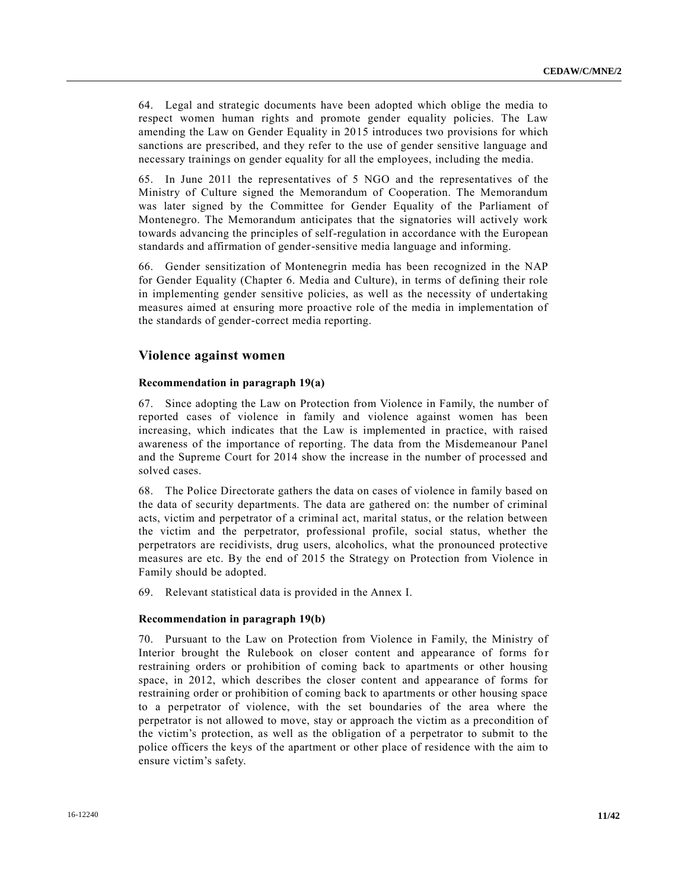64. Legal and strategic documents have been adopted which oblige the media to respect women human rights and promote gender equality policies. The Law amending the Law on Gender Equality in 2015 introduces two provisions for which sanctions are prescribed, and they refer to the use of gender sensitive language and necessary trainings on gender equality for all the employees, including the media.

65. In June 2011 the representatives of 5 NGO and the representatives of the Ministry of Culture signed the Memorandum of Cooperation. The Memorandum was later signed by the Committee for Gender Equality of the Parliament of Montenegro. The Memorandum anticipates that the signatories will actively work towards advancing the principles of self-regulation in accordance with the European standards and affirmation of gender-sensitive media language and informing.

66. Gender sensitization of Montenegrin media has been recognized in the NAP for Gender Equality (Chapter 6. Media and Culture), in terms of defining their role in implementing gender sensitive policies, as well as the necessity of undertaking measures aimed at ensuring more proactive role of the media in implementation of the standards of gender-correct media reporting.

## Violence against women

### Recommendation in paragraph 19(a)

67. Since adopting the Law on Protection from Violence in Family, the number of reported cases of violence in family and violence against women has been increasing, which indicates that the Law is implemented in practice, with raised awareness of the importance of reporting. The data from the Misdemeanour Panel and the Supreme Court for 2014 show the increase in the number of processed and solved cases.

68. The Police Directorate gathers the data on cases of violence in family based on the data of security departments. The data are gathered on: the number of criminal acts, victim and perpetrator of a criminal act, marital status, or the relation between the victim and the perpetrator, professional profile, social status, whether the perpetrators are recidivists, drug users, alcoholics, what the pronounced protective measures are etc. By the end of 2015 the Strategy on Protection from Violence in Family should be adopted.

69. Relevant statistical data is provided in the Annex I.

### Recommendation in paragraph 19(b)

70. Pursuant to the Law on Protection from Violence in Family, the Ministry of Interior brought the Rulebook on closer content and appearance of forms for restraining orders or prohibition of coming back to apartments or other housing space, in 2012, which describes the closer content and appearance of forms for restraining order or prohibition of coming back to apartments or other housing space to a perpetrator of violence, with the set boundaries of the area where the perpetrator is not allowed to move, stay or approach the victim as a precondition of the victim's protection, as well as the obligation of a perpetrator to submit to the police officers the keys of the apartment or other place of residence with the aim to ensure victim's safety.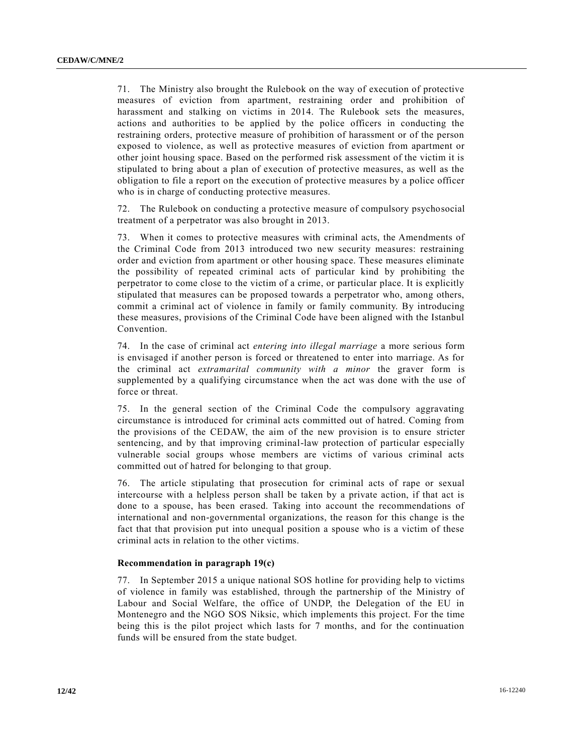71. The Ministry also brought the Rulebook on the way of execution of protective measures of eviction from apartment, restraining order and prohibition of harassment and stalking on victims in 2014. The Rulebook sets the measures, actions and authorities to be applied by the police officers in conducting the restraining orders, protective measure of prohibition of harassment or of the person exposed to violence, as well as protective measures of eviction from apartment or other joint housing space. Based on the performed risk assessment of the victim it is stipulated to bring about a plan of execution of protective measures, as well as the obligation to file a report on the execution of protective measures by a police officer who is in charge of conducting protective measures.

72. The Rulebook on conducting a protective measure of compulsory psychosocial treatment of a perpetrator was also brought in 2013.

73. When it comes to protective measures with criminal acts, the Amendments of the Criminal Code from 2013 introduced two new security measures: restraining order and eviction from apartment or other housing space. These measures eliminate the possibility of repeated criminal acts of particular kind by prohibiting the perpetrator to come close to the victim of a crime, or particular place. It is explicitly stipulated that measures can be proposed towards a perpetrator who, among others, commit a criminal act of violence in family or family community. By introducing these measures, provisions of the Criminal Code have been aligned with the Istanbul Convention.

74. In the case of criminal act *entering into illegal marriage* a more serious form is envisaged if another person is forced or threatened to enter into marriage. As for the criminal act *extramarital community with a minor* the graver form is supplemented by a qualifying circumstance when the act was done with the use of force or threat.

75. In the general section of the Criminal Code the compulsory aggravating circumstance is introduced for criminal acts committed out of hatred. Coming from the provisions of the CEDAW, the aim of the new provision is to ensure stricter sentencing, and by that improving criminal-law protection of particular especially vulnerable social groups whose members are victims of various criminal acts committed out of hatred for belonging to that group.

76. The article stipulating that prosecution for criminal acts of rape or sexual intercourse with a helpless person shall be taken by a private action, if that act is done to a spouse, has been erased. Taking into account the recommendations of international and non-governmental organizations, the reason for this change is the fact that that provision put into unequal position a spouse who is a victim of these criminal acts in relation to the other victims.

### Recommendation in paragraph 19(c)

77. In September 2015 a unique national SOS hotline for providing help to victims of violence in family was established, through the partnership of the Ministry of Labour and Social Welfare, the office of UNDP, the Delegation of the EU in Montenegro and the NGO SOS Niksic, which implements this project. For the time being this is the pilot project which lasts for 7 months, and for the continuation funds will be ensured from the state budget.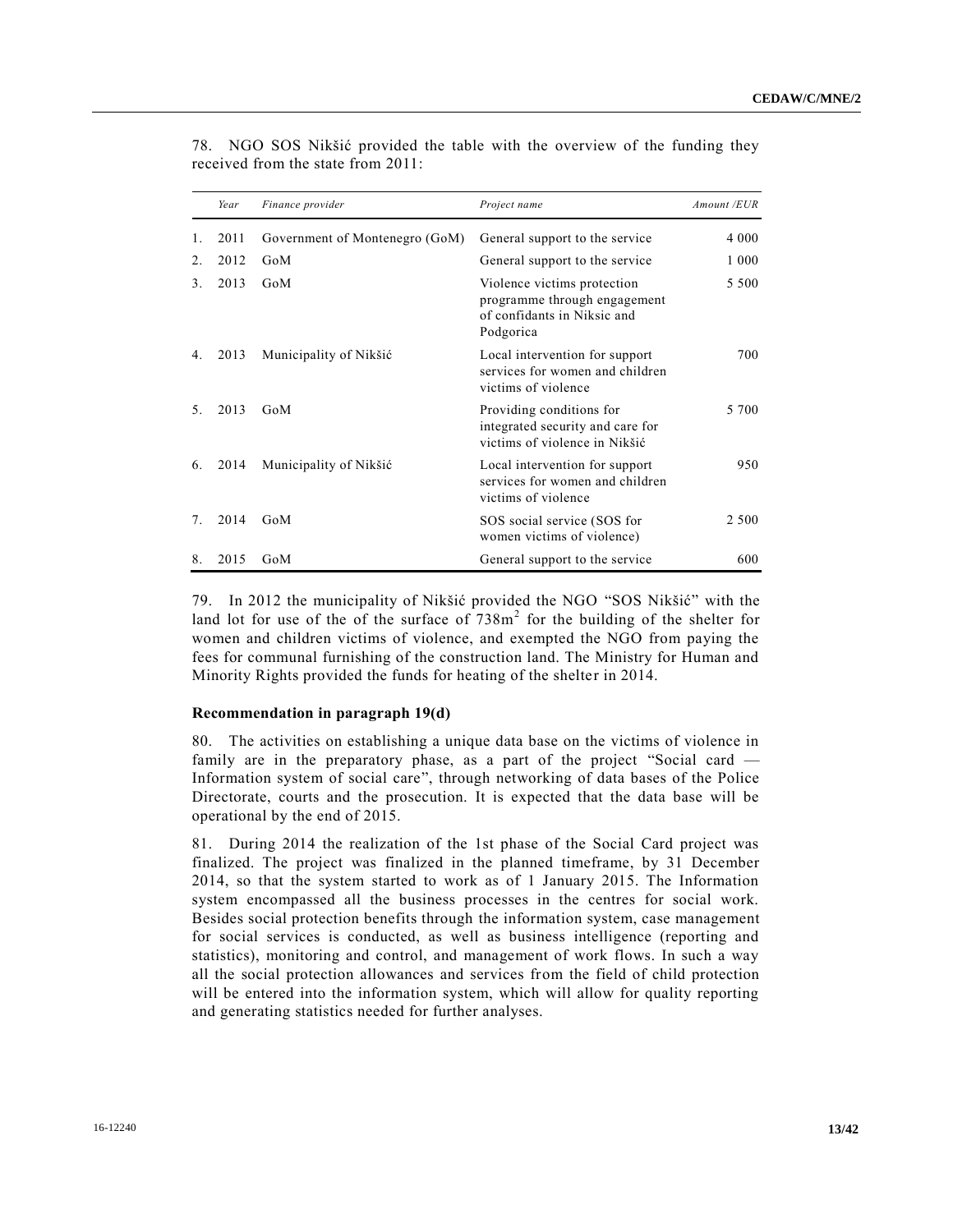78. NGO SOS Nikšić provided the table with the overview of the funding they received from the state from 2011:

| | *Year* | *Finance provider* | *Project name* | *Amount /EUR* |
|---|---|---|---|---|
| 1. | 2011 | Government of Montenegro (GoM) | General support to the service | 4 000 |
| 2. | 2012 | GoM | General support to the service | 1 000 |
| 3. | 2013 | GoM | Violence victims protection programme through engagement of confidants in Niksic and Podgorica | 5 500 |
| 4. | 2013 | Municipality of Nikšić | Local intervention for support services for women and children victims of violence | 700 |
| 5. | 2013 | GoM | Providing conditions for integrated security and care for victims of violence in Nikšić | 5 700 |
| 6. | 2014 | Municipality of Nikšić | Local intervention for support services for women and children victims of violence | 950 |
| 7. | 2014 | GoM | SOS social service (SOS for women victims of violence) | 2 500 |
| 8. | 2015 | GoM | General support to the service | 600 |

79. In 2012 the municipality of Nikšić provided the NGO "SOS Nikšić" with the land lot for use of the of the surface of 738m$^2$ for the building of the shelter for women and children victims of violence, and exempted the NGO from paying the fees for communal furnishing of the construction land. The Ministry for Human and Minority Rights provided the funds for heating of the shelter in 2014.

**Recommendation in paragraph 19(d)**

80. The activities on establishing a unique data base on the victims of violence in family are in the preparatory phase, as a part of the project "Social card — Information system of social care", through networking of data bases of the Police Directorate, courts and the prosecution. It is expected that the data base will be operational by the end of 2015.

81. During 2014 the realization of the 1st phase of the Social Card project was finalized. The project was finalized in the planned timeframe, by 31 December 2014, so that the system started to work as of 1 January 2015. The Information system encompassed all the business processes in the centres for social work. Besides social protection benefits through the information system, case management for social services is conducted, as well as business intelligence (reporting and statistics), monitoring and control, and management of work flows. In such a way all the social protection allowances and services from the field of child protection will be entered into the information system, which will allow for quality reporting and generating statistics needed for further analyses.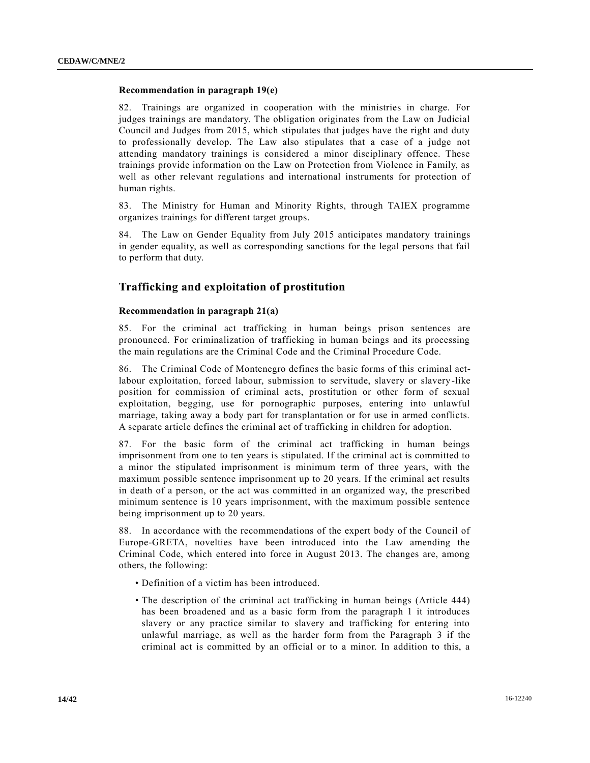#### Recommendation in paragraph 19(e)

82. Trainings are organized in cooperation with the ministries in charge. For judges trainings are mandatory. The obligation originates from the Law on Judicial Council and Judges from 2015, which stipulates that judges have the right and duty to professionally develop. The Law also stipulates that a case of a judge not attending mandatory trainings is considered a minor disciplinary offence. These trainings provide information on the Law on Protection from Violence in Family, as well as other relevant regulations and international instruments for protection of human rights.

83. The Ministry for Human and Minority Rights, through TAIEX programme organizes trainings for different target groups.

84. The Law on Gender Equality from July 2015 anticipates mandatory trainings in gender equality, as well as corresponding sanctions for the legal persons that fail to perform that duty.

### Trafficking and exploitation of prostitution

#### Recommendation in paragraph 21(a)

85. For the criminal act trafficking in human beings prison sentences are pronounced. For criminalization of trafficking in human beings and its processing the main regulations are the Criminal Code and the Criminal Procedure Code.

86. The Criminal Code of Montenegro defines the basic forms of this criminal act-labour exploitation, forced labour, submission to servitude, slavery or slavery-like position for commission of criminal acts, prostitution or other form of sexual exploitation, begging, use for pornographic purposes, entering into unlawful marriage, taking away a body part for transplantation or for use in armed conflicts. A separate article defines the criminal act of trafficking in children for adoption.

87. For the basic form of the criminal act trafficking in human beings imprisonment from one to ten years is stipulated. If the criminal act is committed to a minor the stipulated imprisonment is minimum term of three years, with the maximum possible sentence imprisonment up to 20 years. If the criminal act results in death of a person, or the act was committed in an organized way, the prescribed minimum sentence is 10 years imprisonment, with the maximum possible sentence being imprisonment up to 20 years.

88. In accordance with the recommendations of the expert body of the Council of Europe-GRETA, novelties have been introduced into the Law amending the Criminal Code, which entered into force in August 2013. The changes are, among others, the following:

- Definition of a victim has been introduced.
- The description of the criminal act trafficking in human beings (Article 444) has been broadened and as a basic form from the paragraph 1 it introduces slavery or any practice similar to slavery and trafficking for entering into unlawful marriage, as well as the harder form from the Paragraph 3 if the criminal act is committed by an official or to a minor. In addition to this, a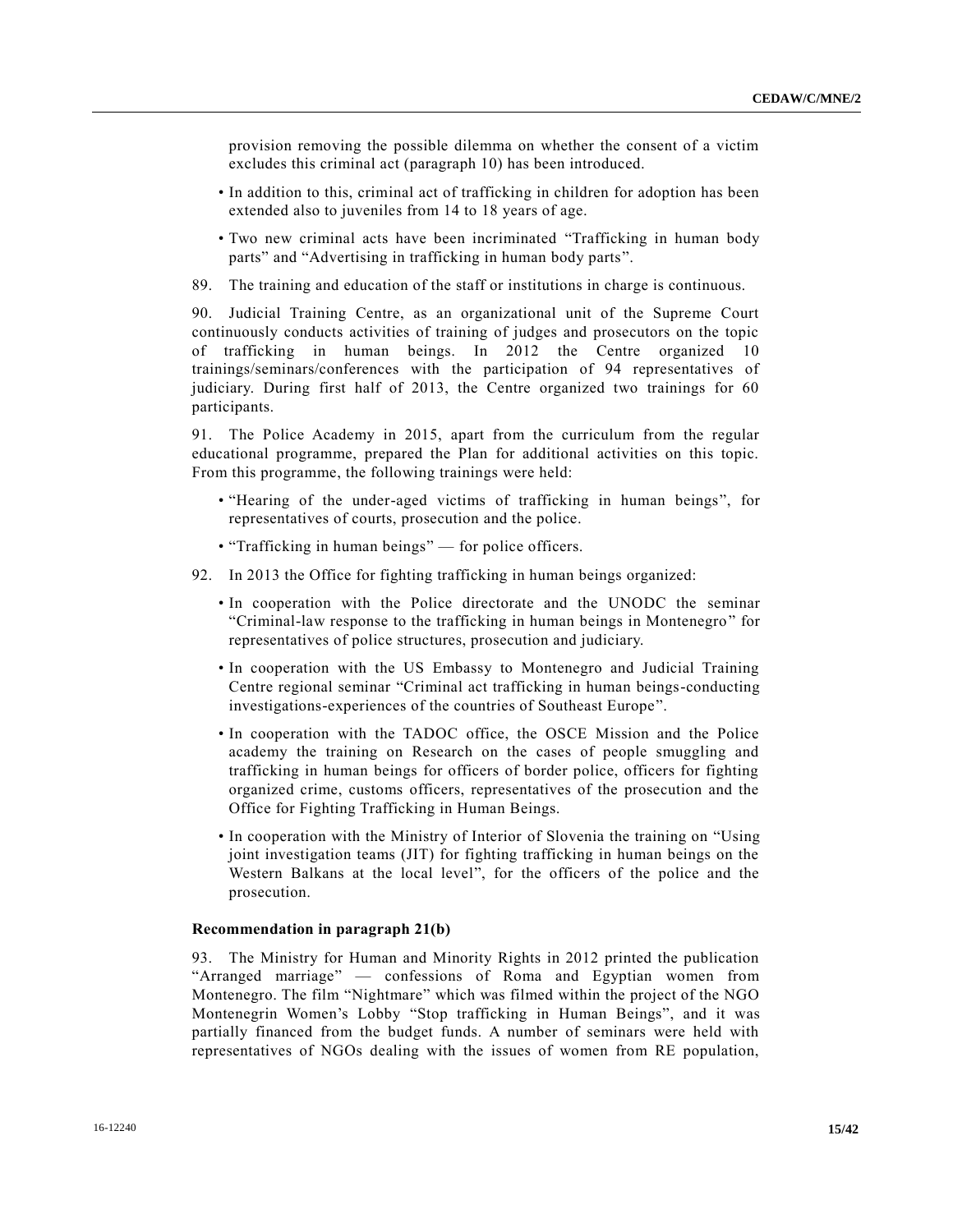provision removing the possible dilemma on whether the consent of a victim excludes this criminal act (paragraph 10) has been introduced.

- In addition to this, criminal act of trafficking in children for adoption has been extended also to juveniles from 14 to 18 years of age.
- Two new criminal acts have been incriminated "Trafficking in human body parts" and "Advertising in trafficking in human body parts".

89. The training and education of the staff or institutions in charge is continuous.

90. Judicial Training Centre, as an organizational unit of the Supreme Court continuously conducts activities of training of judges and prosecutors on the topic of trafficking in human beings. In 2012 the Centre organized 10 trainings/seminars/conferences with the participation of 94 representatives of judiciary. During first half of 2013, the Centre organized two trainings for 60 participants.

91. The Police Academy in 2015, apart from the curriculum from the regular educational programme, prepared the Plan for additional activities on this topic. From this programme, the following trainings were held:

- "Hearing of the under-aged victims of trafficking in human beings", for representatives of courts, prosecution and the police.
- "Trafficking in human beings" — for police officers.

92. In 2013 the Office for fighting trafficking in human beings organized:

- In cooperation with the Police directorate and the UNODC the seminar "Criminal-law response to the trafficking in human beings in Montenegro" for representatives of police structures, prosecution and judiciary.
- In cooperation with the US Embassy to Montenegro and Judicial Training Centre regional seminar "Criminal act trafficking in human beings-conducting investigations-experiences of the countries of Southeast Europe".
- In cooperation with the TADOC office, the OSCE Mission and the Police academy the training on Research on the cases of people smuggling and trafficking in human beings for officers of border police, officers for fighting organized crime, customs officers, representatives of the prosecution and the Office for Fighting Trafficking in Human Beings.
- In cooperation with the Ministry of Interior of Slovenia the training on "Using joint investigation teams (JIT) for fighting trafficking in human beings on the Western Balkans at the local level", for the officers of the police and the prosecution.

**Recommendation in paragraph 21(b)**

93. The Ministry for Human and Minority Rights in 2012 printed the publication "Arranged marriage" — confessions of Roma and Egyptian women from Montenegro. The film "Nightmare" which was filmed within the project of the NGO Montenegrin Women's Lobby "Stop trafficking in Human Beings", and it was partially financed from the budget funds. A number of seminars were held with representatives of NGOs dealing with the issues of women from RE population,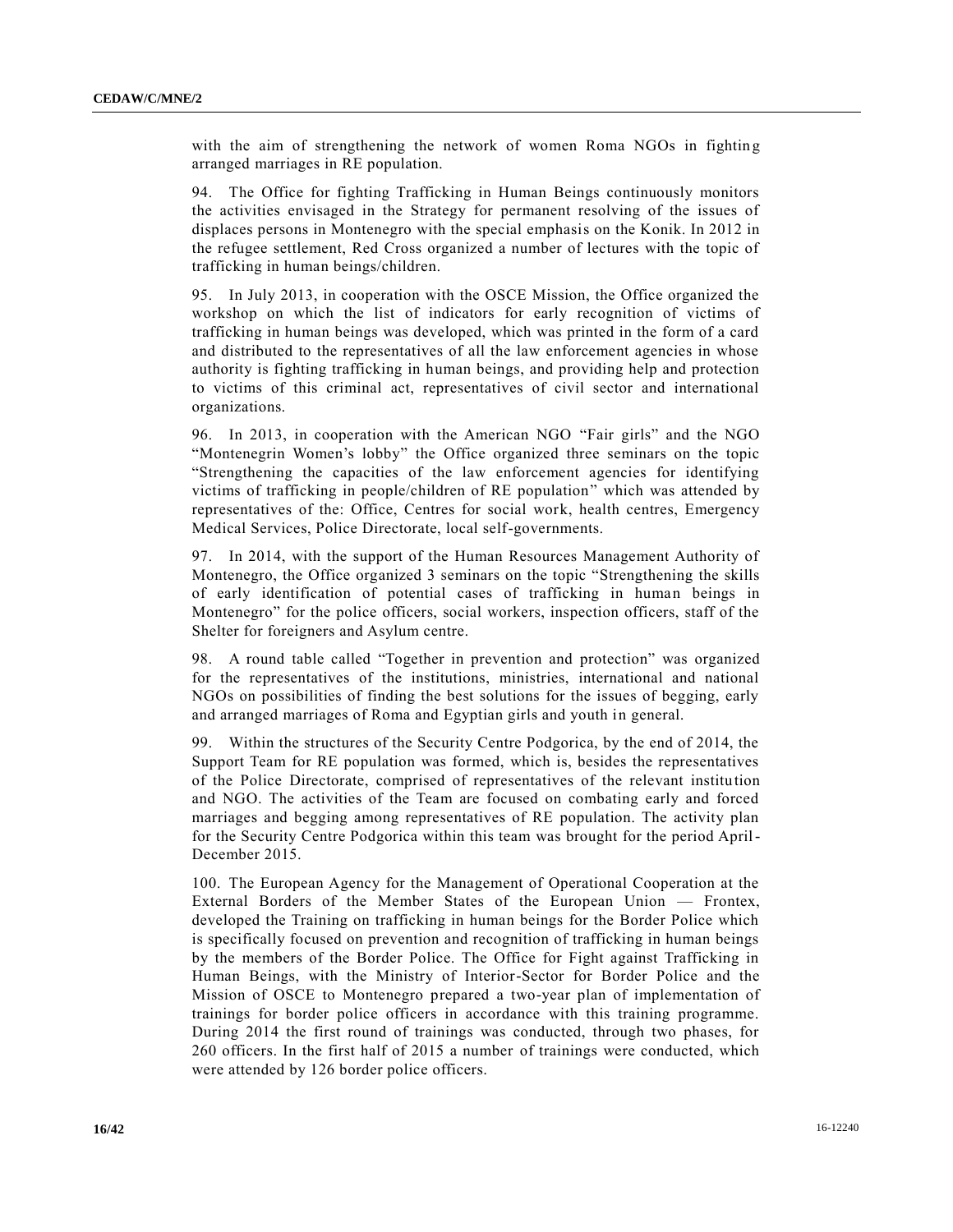with the aim of strengthening the network of women Roma NGOs in fighting arranged marriages in RE population.

94. The Office for fighting Trafficking in Human Beings continuously monitors the activities envisaged in the Strategy for permanent resolving of the issues of displaces persons in Montenegro with the special emphasis on the Konik. In 2012 in the refugee settlement, Red Cross organized a number of lectures with the topic of trafficking in human beings/children.

95. In July 2013, in cooperation with the OSCE Mission, the Office organized the workshop on which the list of indicators for early recognition of victims of trafficking in human beings was developed, which was printed in the form of a card and distributed to the representatives of all the law enforcement agencies in whose authority is fighting trafficking in human beings, and providing help and protection to victims of this criminal act, representatives of civil sector and international organizations.

96. In 2013, in cooperation with the American NGO "Fair girls" and the NGO "Montenegrin Women's lobby" the Office organized three seminars on the topic "Strengthening the capacities of the law enforcement agencies for identifying victims of trafficking in people/children of RE population" which was attended by representatives of the: Office, Centres for social work, health centres, Emergency Medical Services, Police Directorate, local self-governments.

97. In 2014, with the support of the Human Resources Management Authority of Montenegro, the Office organized 3 seminars on the topic "Strengthening the skills of early identification of potential cases of trafficking in human beings in Montenegro" for the police officers, social workers, inspection officers, staff of the Shelter for foreigners and Asylum centre.

98. A round table called "Together in prevention and protection" was organized for the representatives of the institutions, ministries, international and national NGOs on possibilities of finding the best solutions for the issues of begging, early and arranged marriages of Roma and Egyptian girls and youth in general.

99. Within the structures of the Security Centre Podgorica, by the end of 2014, the Support Team for RE population was formed, which is, besides the representatives of the Police Directorate, comprised of representatives of the relevant institution and NGO. The activities of the Team are focused on combating early and forced marriages and begging among representatives of RE population. The activity plan for the Security Centre Podgorica within this team was brought for the period April-December 2015.

100. The European Agency for the Management of Operational Cooperation at the External Borders of the Member States of the European Union — Frontex, developed the Training on trafficking in human beings for the Border Police which is specifically focused on prevention and recognition of trafficking in human beings by the members of the Border Police. The Office for Fight against Trafficking in Human Beings, with the Ministry of Interior-Sector for Border Police and the Mission of OSCE to Montenegro prepared a two-year plan of implementation of trainings for border police officers in accordance with this training programme. During 2014 the first round of trainings was conducted, through two phases, for 260 officers. In the first half of 2015 a number of trainings were conducted, which were attended by 126 border police officers.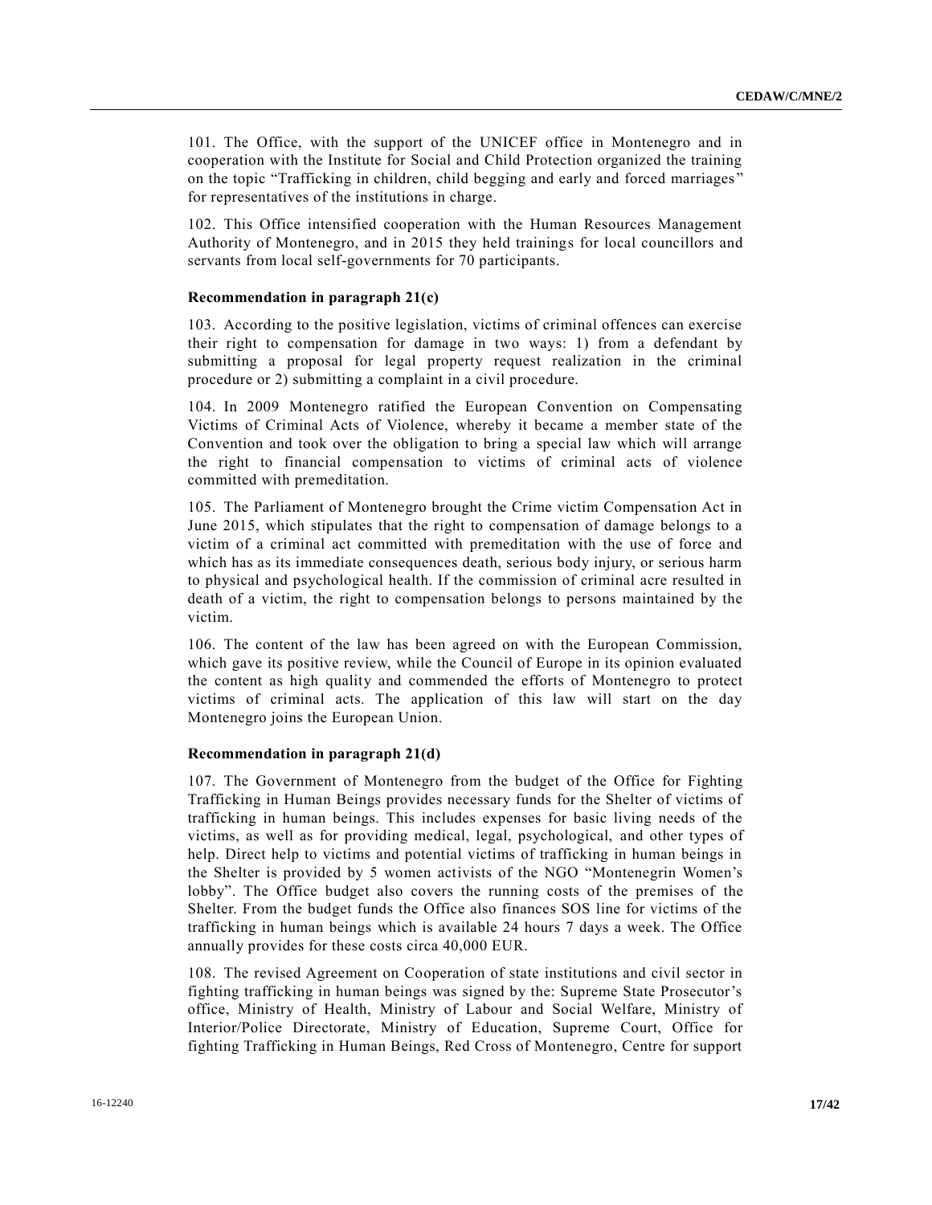101. The Office, with the support of the UNICEF office in Montenegro and in cooperation with the Institute for Social and Child Protection organized the training on the topic "Trafficking in children, child begging and early and forced marriages" for representatives of the institutions in charge.

102. This Office intensified cooperation with the Human Resources Management Authority of Montenegro, and in 2015 they held trainings for local councillors and servants from local self-governments for 70 participants.

**Recommendation in paragraph 21(c)**

103. According to the positive legislation, victims of criminal offences can exercise their right to compensation for damage in two ways: 1) from a defendant by submitting a proposal for legal property request realization in the criminal procedure or 2) submitting a complaint in a civil procedure.

104. In 2009 Montenegro ratified the European Convention on Compensating Victims of Criminal Acts of Violence, whereby it became a member state of the Convention and took over the obligation to bring a special law which will arrange the right to financial compensation to victims of criminal acts of violence committed with premeditation.

105. The Parliament of Montenegro brought the Crime victim Compensation Act in June 2015, which stipulates that the right to compensation of damage belongs to a victim of a criminal act committed with premeditation with the use of force and which has as its immediate consequences death, serious body injury, or serious harm to physical and psychological health. If the commission of criminal acre resulted in death of a victim, the right to compensation belongs to persons maintained by the victim.

106. The content of the law has been agreed on with the European Commission, which gave its positive review, while the Council of Europe in its opinion evaluated the content as high quality and commended the efforts of Montenegro to protect victims of criminal acts. The application of this law will start on the day Montenegro joins the European Union.

**Recommendation in paragraph 21(d)**

107. The Government of Montenegro from the budget of the Office for Fighting Trafficking in Human Beings provides necessary funds for the Shelter of victims of trafficking in human beings. This includes expenses for basic living needs of the victims, as well as for providing medical, legal, psychological, and other types of help. Direct help to victims and potential victims of trafficking in human beings in the Shelter is provided by 5 women activists of the NGO "Montenegrin Women's lobby". The Office budget also covers the running costs of the premises of the Shelter. From the budget funds the Office also finances SOS line for victims of the trafficking in human beings which is available 24 hours 7 days a week. The Office annually provides for these costs circa 40,000 EUR.

108. The revised Agreement on Cooperation of state institutions and civil sector in fighting trafficking in human beings was signed by the: Supreme State Prosecutor's office, Ministry of Health, Ministry of Labour and Social Welfare, Ministry of Interior/Police Directorate, Ministry of Education, Supreme Court, Office for fighting Trafficking in Human Beings, Red Cross of Montenegro, Centre for support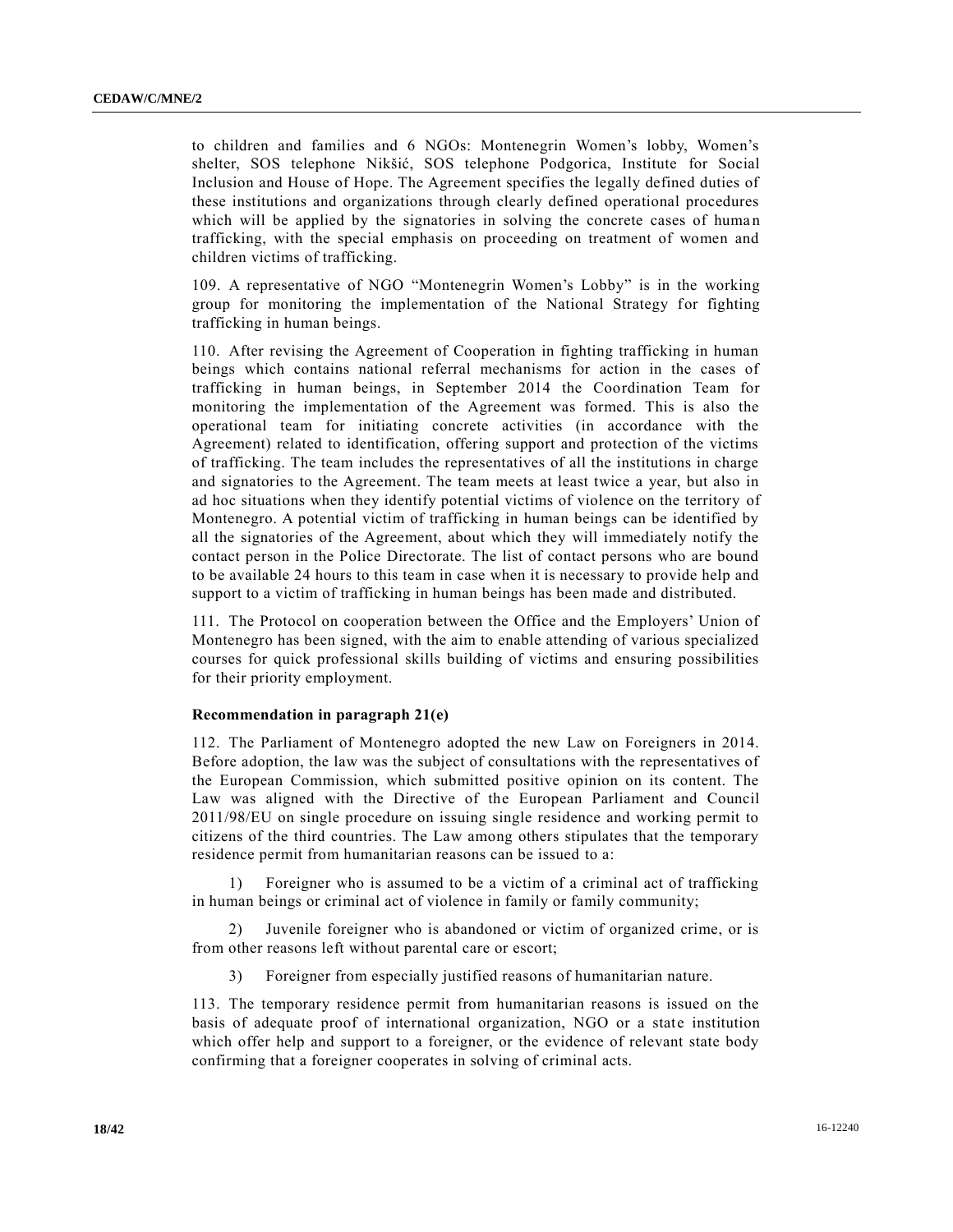to children and families and 6 NGOs: Montenegrin Women's lobby, Women's shelter, SOS telephone Nikšić, SOS telephone Podgorica, Institute for Social Inclusion and House of Hope. The Agreement specifies the legally defined duties of these institutions and organizations through clearly defined operational procedures which will be applied by the signatories in solving the concrete cases of human trafficking, with the special emphasis on proceeding on treatment of women and children victims of trafficking.

109. A representative of NGO "Montenegrin Women's Lobby" is in the working group for monitoring the implementation of the National Strategy for fighting trafficking in human beings.

110. After revising the Agreement of Cooperation in fighting trafficking in human beings which contains national referral mechanisms for action in the cases of trafficking in human beings, in September 2014 the Coordination Team for monitoring the implementation of the Agreement was formed. This is also the operational team for initiating concrete activities (in accordance with the Agreement) related to identification, offering support and protection of the victims of trafficking. The team includes the representatives of all the institutions in charge and signatories to the Agreement. The team meets at least twice a year, but also in ad hoc situations when they identify potential victims of violence on the territory of Montenegro. A potential victim of trafficking in human beings can be identified by all the signatories of the Agreement, about which they will immediately notify the contact person in the Police Directorate. The list of contact persons who are bound to be available 24 hours to this team in case when it is necessary to provide help and support to a victim of trafficking in human beings has been made and distributed.

111. The Protocol on cooperation between the Office and the Employers' Union of Montenegro has been signed, with the aim to enable attending of various specialized courses for quick professional skills building of victims and ensuring possibilities for their priority employment.

**Recommendation in paragraph 21(e)**

112. The Parliament of Montenegro adopted the new Law on Foreigners in 2014. Before adoption, the law was the subject of consultations with the representatives of the European Commission, which submitted positive opinion on its content. The Law was aligned with the Directive of the European Parliament and Council 2011/98/EU on single procedure on issuing single residence and working permit to citizens of the third countries. The Law among others stipulates that the temporary residence permit from humanitarian reasons can be issued to a:

1) Foreigner who is assumed to be a victim of a criminal act of trafficking in human beings or criminal act of violence in family or family community;

2) Juvenile foreigner who is abandoned or victim of organized crime, or is from other reasons left without parental care or escort;

3) Foreigner from especially justified reasons of humanitarian nature.

113. The temporary residence permit from humanitarian reasons is issued on the basis of adequate proof of international organization, NGO or a state institution which offer help and support to a foreigner, or the evidence of relevant state body confirming that a foreigner cooperates in solving of criminal acts.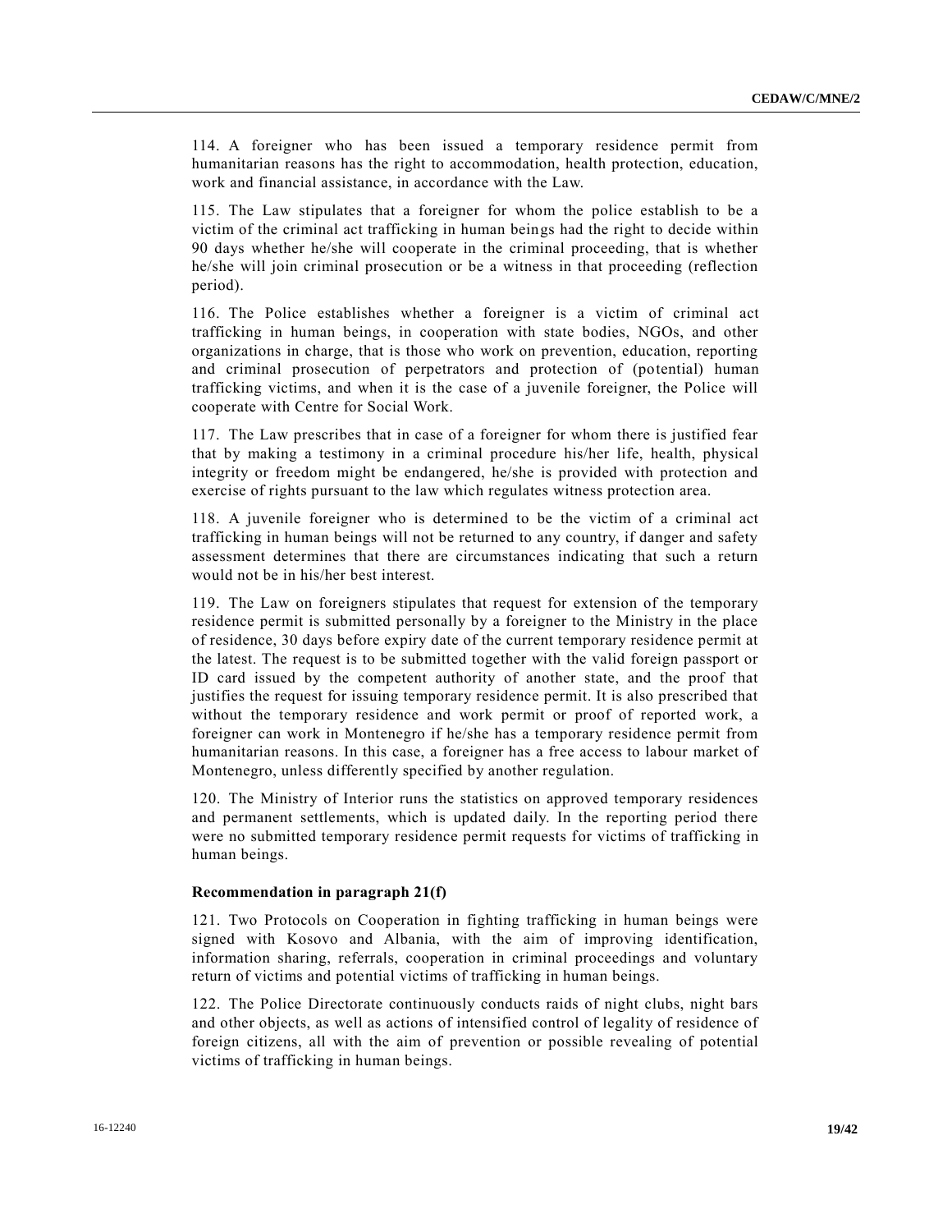114. A foreigner who has been issued a temporary residence permit from humanitarian reasons has the right to accommodation, health protection, education, work and financial assistance, in accordance with the Law.

115. The Law stipulates that a foreigner for whom the police establish to be a victim of the criminal act trafficking in human beings had the right to decide within 90 days whether he/she will cooperate in the criminal proceeding, that is whether he/she will join criminal prosecution or be a witness in that proceeding (reflection period).

116. The Police establishes whether a foreigner is a victim of criminal act trafficking in human beings, in cooperation with state bodies, NGOs, and other organizations in charge, that is those who work on prevention, education, reporting and criminal prosecution of perpetrators and protection of (potential) human trafficking victims, and when it is the case of a juvenile foreigner, the Police will cooperate with Centre for Social Work.

117. The Law prescribes that in case of a foreigner for whom there is justified fear that by making a testimony in a criminal procedure his/her life, health, physical integrity or freedom might be endangered, he/she is provided with protection and exercise of rights pursuant to the law which regulates witness protection area.

118. A juvenile foreigner who is determined to be the victim of a criminal act trafficking in human beings will not be returned to any country, if danger and safety assessment determines that there are circumstances indicating that such a return would not be in his/her best interest.

119. The Law on foreigners stipulates that request for extension of the temporary residence permit is submitted personally by a foreigner to the Ministry in the place of residence, 30 days before expiry date of the current temporary residence permit at the latest. The request is to be submitted together with the valid foreign passport or ID card issued by the competent authority of another state, and the proof that justifies the request for issuing temporary residence permit. It is also prescribed that without the temporary residence and work permit or proof of reported work, a foreigner can work in Montenegro if he/she has a temporary residence permit from humanitarian reasons. In this case, a foreigner has a free access to labour market of Montenegro, unless differently specified by another regulation.

120. The Ministry of Interior runs the statistics on approved temporary residences and permanent settlements, which is updated daily. In the reporting period there were no submitted temporary residence permit requests for victims of trafficking in human beings.

**Recommendation in paragraph 21(f)**

121. Two Protocols on Cooperation in fighting trafficking in human beings were signed with Kosovo and Albania, with the aim of improving identification, information sharing, referrals, cooperation in criminal proceedings and voluntary return of victims and potential victims of trafficking in human beings.

122. The Police Directorate continuously conducts raids of night clubs, night bars and other objects, as well as actions of intensified control of legality of residence of foreign citizens, all with the aim of prevention or possible revealing of potential victims of trafficking in human beings.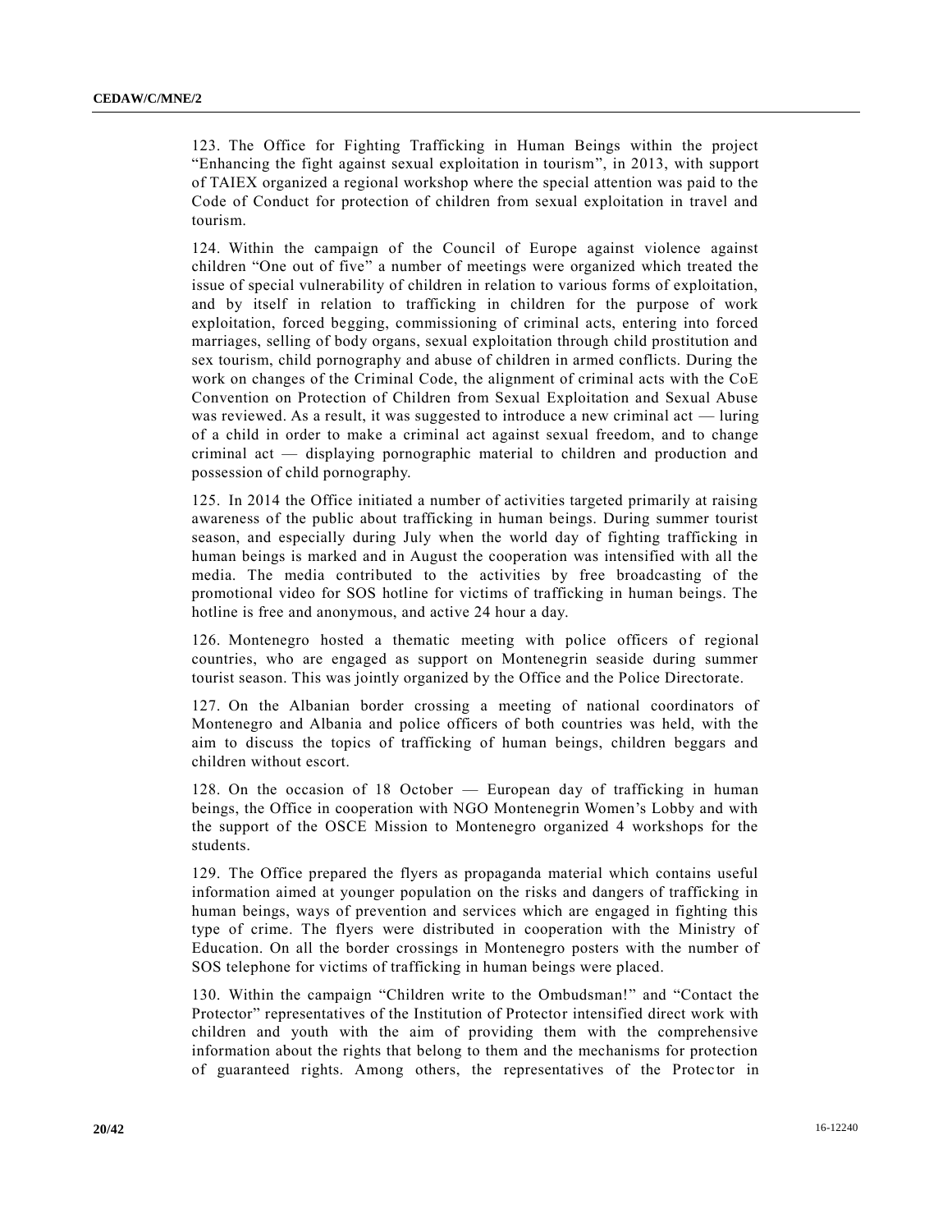123. The Office for Fighting Trafficking in Human Beings within the project "Enhancing the fight against sexual exploitation in tourism", in 2013, with support of TAIEX organized a regional workshop where the special attention was paid to the Code of Conduct for protection of children from sexual exploitation in travel and tourism.

124. Within the campaign of the Council of Europe against violence against children "One out of five" a number of meetings were organized which treated the issue of special vulnerability of children in relation to various forms of exploitation, and by itself in relation to trafficking in children for the purpose of work exploitation, forced begging, commissioning of criminal acts, entering into forced marriages, selling of body organs, sexual exploitation through child prostitution and sex tourism, child pornography and abuse of children in armed conflicts. During the work on changes of the Criminal Code, the alignment of criminal acts with the CoE Convention on Protection of Children from Sexual Exploitation and Sexual Abuse was reviewed. As a result, it was suggested to introduce a new criminal act — luring of a child in order to make a criminal act against sexual freedom, and to change criminal act — displaying pornographic material to children and production and possession of child pornography.

125. In 2014 the Office initiated a number of activities targeted primarily at raising awareness of the public about trafficking in human beings. During summer tourist season, and especially during July when the world day of fighting trafficking in human beings is marked and in August the cooperation was intensified with all the media. The media contributed to the activities by free broadcasting of the promotional video for SOS hotline for victims of trafficking in human beings. The hotline is free and anonymous, and active 24 hour a day.

126. Montenegro hosted a thematic meeting with police officers of regional countries, who are engaged as support on Montenegrin seaside during summer tourist season. This was jointly organized by the Office and the Police Directorate.

127. On the Albanian border crossing a meeting of national coordinators of Montenegro and Albania and police officers of both countries was held, with the aim to discuss the topics of trafficking of human beings, children beggars and children without escort.

128. On the occasion of 18 October — European day of trafficking in human beings, the Office in cooperation with NGO Montenegrin Women's Lobby and with the support of the OSCE Mission to Montenegro organized 4 workshops for the students.

129. The Office prepared the flyers as propaganda material which contains useful information aimed at younger population on the risks and dangers of trafficking in human beings, ways of prevention and services which are engaged in fighting this type of crime. The flyers were distributed in cooperation with the Ministry of Education. On all the border crossings in Montenegro posters with the number of SOS telephone for victims of trafficking in human beings were placed.

130. Within the campaign "Children write to the Ombudsman!" and "Contact the Protector" representatives of the Institution of Protector intensified direct work with children and youth with the aim of providing them with the comprehensive information about the rights that belong to them and the mechanisms for protection of guaranteed rights. Among others, the representatives of the Protector in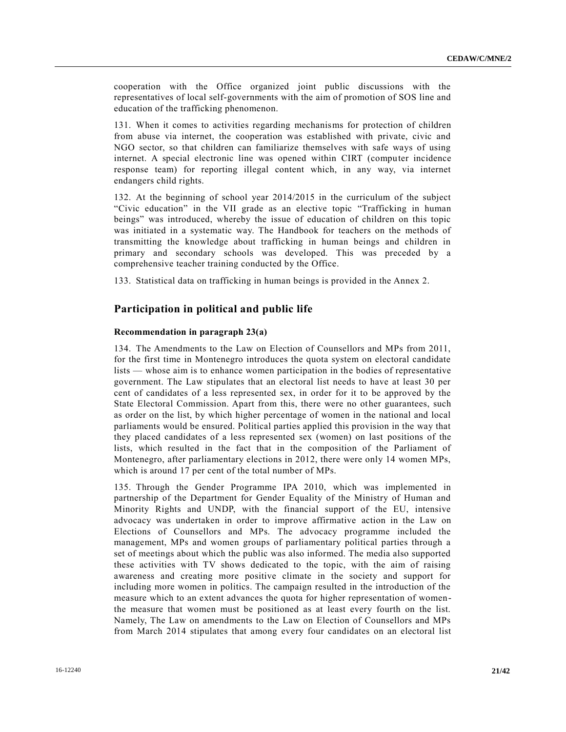cooperation with the Office organized joint public discussions with the representatives of local self-governments with the aim of promotion of SOS line and education of the trafficking phenomenon.

131. When it comes to activities regarding mechanisms for protection of children from abuse via internet, the cooperation was established with private, civic and NGO sector, so that children can familiarize themselves with safe ways of using internet. A special electronic line was opened within CIRT (computer incidence response team) for reporting illegal content which, in any way, via internet endangers child rights.

132. At the beginning of school year 2014/2015 in the curriculum of the subject "Civic education" in the VII grade as an elective topic "Trafficking in human beings" was introduced, whereby the issue of education of children on this topic was initiated in a systematic way. The Handbook for teachers on the methods of transmitting the knowledge about trafficking in human beings and children in primary and secondary schools was developed. This was preceded by a comprehensive teacher training conducted by the Office.

133. Statistical data on trafficking in human beings is provided in the Annex 2.

## Participation in political and public life

### Recommendation in paragraph 23(a)

134. The Amendments to the Law on Election of Counsellors and MPs from 2011, for the first time in Montenegro introduces the quota system on electoral candidate lists — whose aim is to enhance women participation in the bodies of representative government. The Law stipulates that an electoral list needs to have at least 30 per cent of candidates of a less represented sex, in order for it to be approved by the State Electoral Commission. Apart from this, there were no other guarantees, such as order on the list, by which higher percentage of women in the national and local parliaments would be ensured. Political parties applied this provision in the way that they placed candidates of a less represented sex (women) on last positions of the lists, which resulted in the fact that in the composition of the Parliament of Montenegro, after parliamentary elections in 2012, there were only 14 women MPs, which is around 17 per cent of the total number of MPs.

135. Through the Gender Programme IPA 2010, which was implemented in partnership of the Department for Gender Equality of the Ministry of Human and Minority Rights and UNDP, with the financial support of the EU, intensive advocacy was undertaken in order to improve affirmative action in the Law on Elections of Counsellors and MPs. The advocacy programme included the management, MPs and women groups of parliamentary political parties through a set of meetings about which the public was also informed. The media also supported these activities with TV shows dedicated to the topic, with the aim of raising awareness and creating more positive climate in the society and support for including more women in politics. The campaign resulted in the introduction of the measure which to an extent advances the quota for higher representation of women-the measure that women must be positioned as at least every fourth on the list. Namely, The Law on amendments to the Law on Election of Counsellors and MPs from March 2014 stipulates that among every four candidates on an electoral list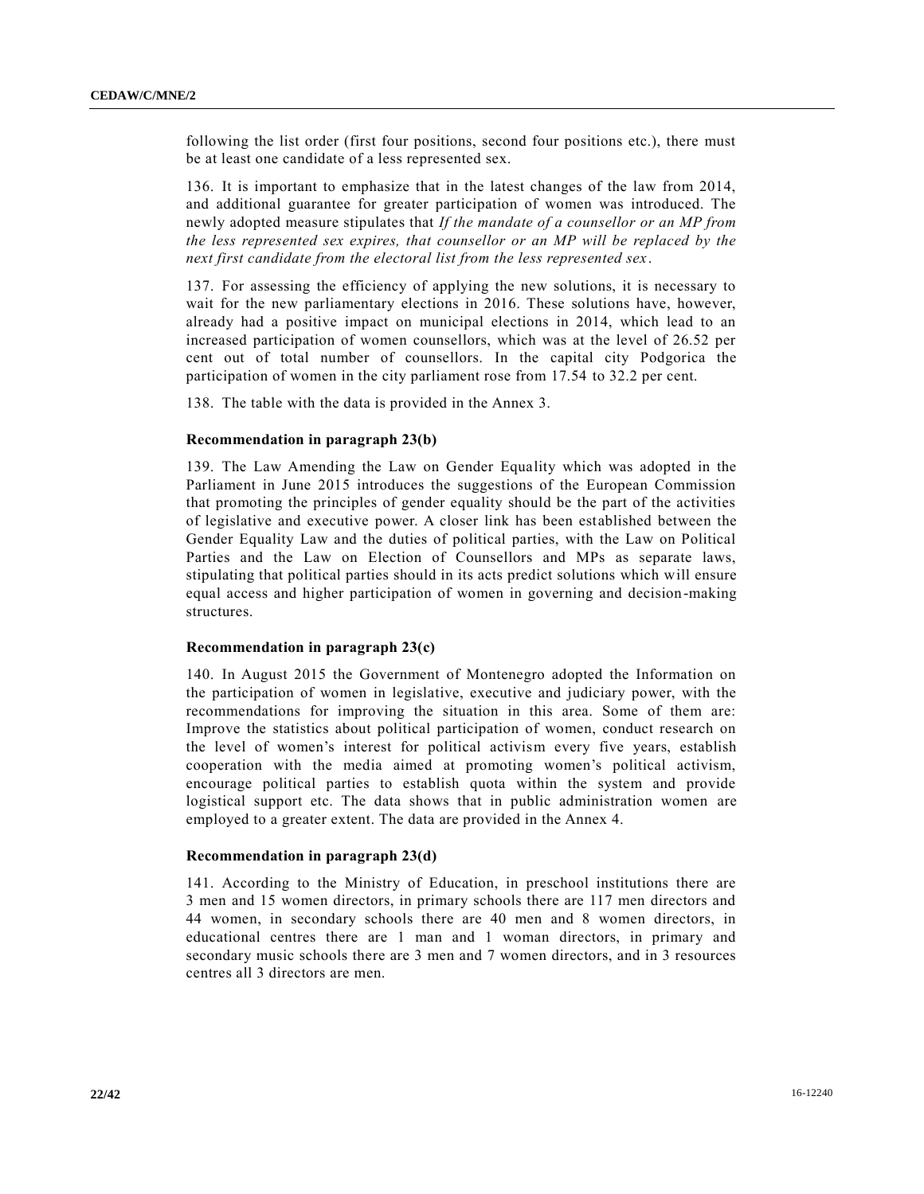following the list order (first four positions, second four positions etc.), there must be at least one candidate of a less represented sex.

136. It is important to emphasize that in the latest changes of the law from 2014, and additional guarantee for greater participation of women was introduced. The newly adopted measure stipulates that *If the mandate of a counsellor or an MP from the less represented sex expires, that counsellor or an MP will be replaced by the next first candidate from the electoral list from the less represented sex*.

137. For assessing the efficiency of applying the new solutions, it is necessary to wait for the new parliamentary elections in 2016. These solutions have, however, already had a positive impact on municipal elections in 2014, which lead to an increased participation of women counsellors, which was at the level of 26.52 per cent out of total number of counsellors. In the capital city Podgorica the participation of women in the city parliament rose from 17.54 to 32.2 per cent.

138. The table with the data is provided in the Annex 3.

### Recommendation in paragraph 23(b)

139. The Law Amending the Law on Gender Equality which was adopted in the Parliament in June 2015 introduces the suggestions of the European Commission that promoting the principles of gender equality should be the part of the activities of legislative and executive power. A closer link has been established between the Gender Equality Law and the duties of political parties, with the Law on Political Parties and the Law on Election of Counsellors and MPs as separate laws, stipulating that political parties should in its acts predict solutions which will ensure equal access and higher participation of women in governing and decision-making structures.

### Recommendation in paragraph 23(c)

140. In August 2015 the Government of Montenegro adopted the Information on the participation of women in legislative, executive and judiciary power, with the recommendations for improving the situation in this area. Some of them are: Improve the statistics about political participation of women, conduct research on the level of women's interest for political activism every five years, establish cooperation with the media aimed at promoting women's political activism, encourage political parties to establish quota within the system and provide logistical support etc. The data shows that in public administration women are employed to a greater extent. The data are provided in the Annex 4.

### Recommendation in paragraph 23(d)

141. According to the Ministry of Education, in preschool institutions there are 3 men and 15 women directors, in primary schools there are 117 men directors and 44 women, in secondary schools there are 40 men and 8 women directors, in educational centres there are 1 man and 1 woman directors, in primary and secondary music schools there are 3 men and 7 women directors, and in 3 resources centres all 3 directors are men.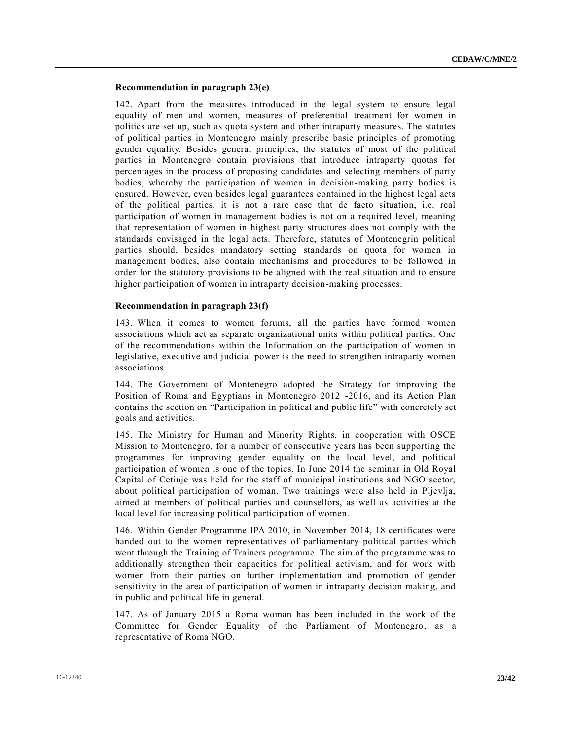**Recommendation in paragraph 23(e)**

142. Apart from the measures introduced in the legal system to ensure legal equality of men and women, measures of preferential treatment for women in politics are set up, such as quota system and other intraparty measures. The statutes of political parties in Montenegro mainly prescribe basic principles of promoting gender equality. Besides general principles, the statutes of most of the political parties in Montenegro contain provisions that introduce intraparty quotas for percentages in the process of proposing candidates and selecting members of party bodies, whereby the participation of women in decision-making party bodies is ensured. However, even besides legal guarantees contained in the highest legal acts of the political parties, it is not a rare case that de facto situation, i.e. real participation of women in management bodies is not on a required level, meaning that representation of women in highest party structures does not comply with the standards envisaged in the legal acts. Therefore, statutes of Montenegrin political parties should, besides mandatory setting standards on quota for women in management bodies, also contain mechanisms and procedures to be followed in order for the statutory provisions to be aligned with the real situation and to ensure higher participation of women in intraparty decision-making processes.

**Recommendation in paragraph 23(f)**

143. When it comes to women forums, all the parties have formed women associations which act as separate organizational units within political parties. One of the recommendations within the Information on the participation of women in legislative, executive and judicial power is the need to strengthen intraparty women associations.

144. The Government of Montenegro adopted the Strategy for improving the Position of Roma and Egyptians in Montenegro 2012 -2016, and its Action Plan contains the section on "Participation in political and public life" with concretely set goals and activities.

145. The Ministry for Human and Minority Rights, in cooperation with OSCE Mission to Montenegro, for a number of consecutive years has been supporting the programmes for improving gender equality on the local level, and political participation of women is one of the topics. In June 2014 the seminar in Old Royal Capital of Cetinje was held for the staff of municipal institutions and NGO sector, about political participation of woman. Two trainings were also held in Pljevlja, aimed at members of political parties and counsellors, as well as activities at the local level for increasing political participation of women.

146. Within Gender Programme IPA 2010, in November 2014, 18 certificates were handed out to the women representatives of parliamentary political parties which went through the Training of Trainers programme. The aim of the programme was to additionally strengthen their capacities for political activism, and for work with women from their parties on further implementation and promotion of gender sensitivity in the area of participation of women in intraparty decision making, and in public and political life in general.

147. As of January 2015 a Roma woman has been included in the work of the Committee for Gender Equality of the Parliament of Montenegro, as a representative of Roma NGO.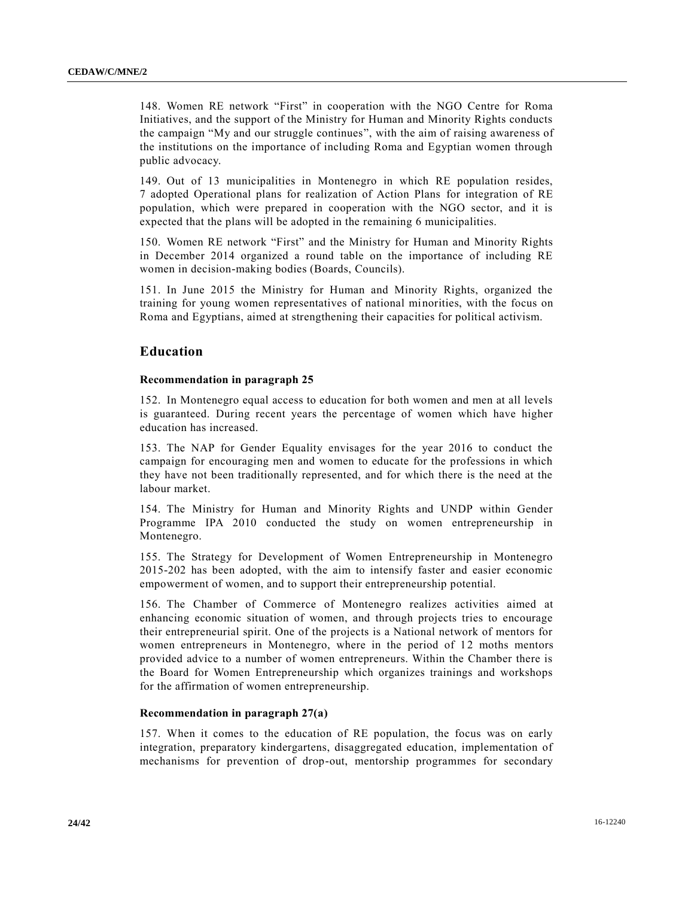148. Women RE network "First" in cooperation with the NGO Centre for Roma Initiatives, and the support of the Ministry for Human and Minority Rights conducts the campaign "My and our struggle continues", with the aim of raising awareness of the institutions on the importance of including Roma and Egyptian women through public advocacy.

149. Out of 13 municipalities in Montenegro in which RE population resides, 7 adopted Operational plans for realization of Action Plans for integration of RE population, which were prepared in cooperation with the NGO sector, and it is expected that the plans will be adopted in the remaining 6 municipalities.

150. Women RE network "First" and the Ministry for Human and Minority Rights in December 2014 organized a round table on the importance of including RE women in decision-making bodies (Boards, Councils).

151. In June 2015 the Ministry for Human and Minority Rights, organized the training for young women representatives of national minorities, with the focus on Roma and Egyptians, aimed at strengthening their capacities for political activism.

## Education

**Recommendation in paragraph 25**

152. In Montenegro equal access to education for both women and men at all levels is guaranteed. During recent years the percentage of women which have higher education has increased.

153. The NAP for Gender Equality envisages for the year 2016 to conduct the campaign for encouraging men and women to educate for the professions in which they have not been traditionally represented, and for which there is the need at the labour market.

154. The Ministry for Human and Minority Rights and UNDP within Gender Programme IPA 2010 conducted the study on women entrepreneurship in Montenegro.

155. The Strategy for Development of Women Entrepreneurship in Montenegro 2015-202 has been adopted, with the aim to intensify faster and easier economic empowerment of women, and to support their entrepreneurship potential.

156. The Chamber of Commerce of Montenegro realizes activities aimed at enhancing economic situation of women, and through projects tries to encourage their entrepreneurial spirit. One of the projects is a National network of mentors for women entrepreneurs in Montenegro, where in the period of 12 moths mentors provided advice to a number of women entrepreneurs. Within the Chamber there is the Board for Women Entrepreneurship which organizes trainings and workshops for the affirmation of women entrepreneurship.

**Recommendation in paragraph 27(a)**

157. When it comes to the education of RE population, the focus was on early integration, preparatory kindergartens, disaggregated education, implementation of mechanisms for prevention of drop-out, mentorship programmes for secondary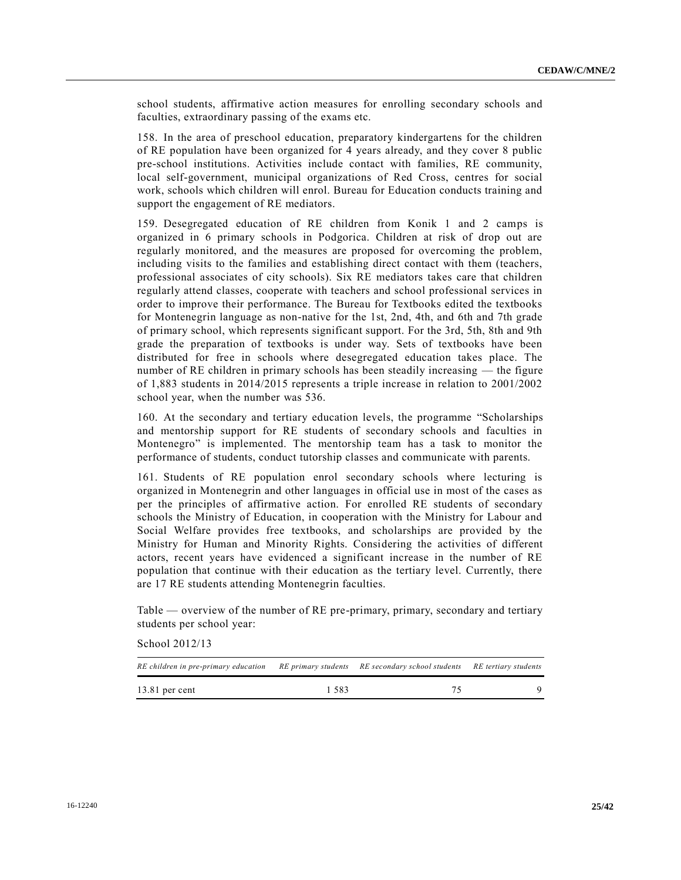school students, affirmative action measures for enrolling secondary schools and faculties, extraordinary passing of the exams etc.

158. In the area of preschool education, preparatory kindergartens for the children of RE population have been organized for 4 years already, and they cover 8 public pre-school institutions. Activities include contact with families, RE community, local self-government, municipal organizations of Red Cross, centres for social work, schools which children will enrol. Bureau for Education conducts training and support the engagement of RE mediators.

159. Desegregated education of RE children from Konik 1 and 2 camps is organized in 6 primary schools in Podgorica. Children at risk of drop out are regularly monitored, and the measures are proposed for overcoming the problem, including visits to the families and establishing direct contact with them (teachers, professional associates of city schools). Six RE mediators takes care that children regularly attend classes, cooperate with teachers and school professional services in order to improve their performance. The Bureau for Textbooks edited the textbooks for Montenegrin language as non-native for the 1st, 2nd, 4th, and 6th and 7th grade of primary school, which represents significant support. For the 3rd, 5th, 8th and 9th grade the preparation of textbooks is under way. Sets of textbooks have been distributed for free in schools where desegregated education takes place. The number of RE children in primary schools has been steadily increasing — the figure of 1,883 students in 2014/2015 represents a triple increase in relation to 2001/2002 school year, when the number was 536.

160. At the secondary and tertiary education levels, the programme "Scholarships and mentorship support for RE students of secondary schools and faculties in Montenegro" is implemented. The mentorship team has a task to monitor the performance of students, conduct tutorship classes and communicate with parents.

161. Students of RE population enrol secondary schools where lecturing is organized in Montenegrin and other languages in official use in most of the cases as per the principles of affirmative action. For enrolled RE students of secondary schools the Ministry of Education, in cooperation with the Ministry for Labour and Social Welfare provides free textbooks, and scholarships are provided by the Ministry for Human and Minority Rights. Considering the activities of different actors, recent years have evidenced a significant increase in the number of RE population that continue with their education as the tertiary level. Currently, there are 17 RE students attending Montenegrin faculties.

Table — overview of the number of RE pre-primary, primary, secondary and tertiary students per school year:

School 2012/13

| *RE children in pre-primary education* | *RE primary students* | *RE secondary school students* | *RE tertiary students* |
|---|---|---|---|
| 13.81 per cent | 1 583 | 75 | 9 |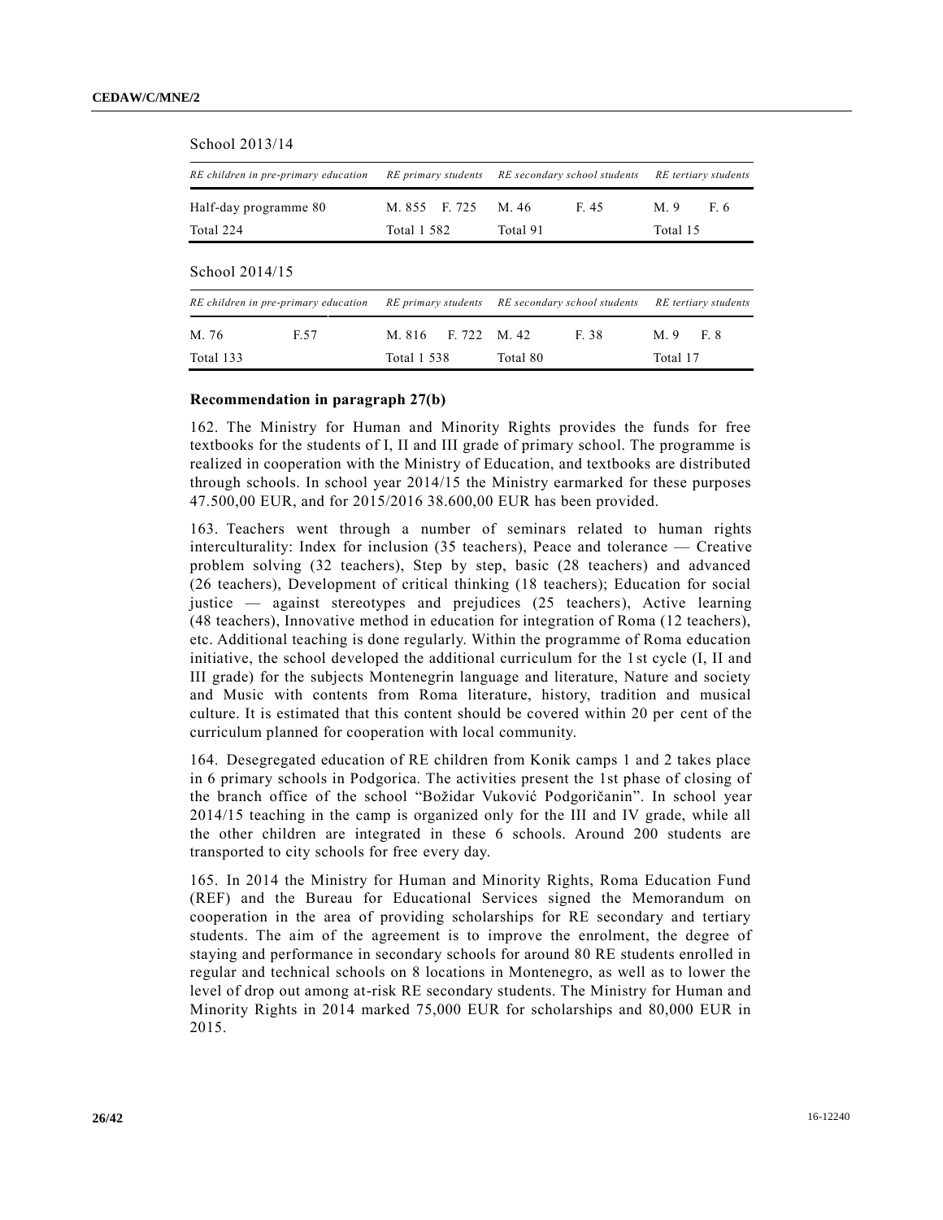School 2013/14

| *RE children in pre-primary education* | | *RE primary students* | | *RE secondary school students* | | *RE tertiary students* | |
|---|---|---|---|---|---|---|---|
| Half-day programme 80 | | M. 855 | F. 725 | M. 46 | F. 45 | M. 9 | F. 6 |
| Total 224 | | Total 1 582 | | Total 91 | | Total 15 | |

School 2014/15

| *RE children in pre-primary education* | | *RE primary students* | | *RE secondary school students* | | *RE tertiary students* | |
|---|---|---|---|---|---|---|---|
| M. 76 | F.57 | M. 816 | F. 722 | M. 42 | F. 38 | M. 9 | F. 8 |
| Total 133 | | Total 1 538 | | Total 80 | | Total 17 | |

**Recommendation in paragraph 27(b)**

162. The Ministry for Human and Minority Rights provides the funds for free textbooks for the students of I, II and III grade of primary school. The programme is realized in cooperation with the Ministry of Education, and textbooks are distributed through schools. In school year 2014/15 the Ministry earmarked for these purposes 47.500,00 EUR, and for 2015/2016 38.600,00 EUR has been provided.

163. Teachers went through a number of seminars related to human rights interculturality: Index for inclusion (35 teachers), Peace and tolerance — Creative problem solving (32 teachers), Step by step, basic (28 teachers) and advanced (26 teachers), Development of critical thinking (18 teachers); Education for social justice — against stereotypes and prejudices (25 teachers), Active learning (48 teachers), Innovative method in education for integration of Roma (12 teachers), etc. Additional teaching is done regularly. Within the programme of Roma education initiative, the school developed the additional curriculum for the 1st cycle (I, II and III grade) for the subjects Montenegrin language and literature, Nature and society and Music with contents from Roma literature, history, tradition and musical culture. It is estimated that this content should be covered within 20 per cent of the curriculum planned for cooperation with local community.

164. Desegregated education of RE children from Konik camps 1 and 2 takes place in 6 primary schools in Podgorica. The activities present the 1st phase of closing of the branch office of the school "Božidar Vuković Podgoričanin". In school year 2014/15 teaching in the camp is organized only for the III and IV grade, while all the other children are integrated in these 6 schools. Around 200 students are transported to city schools for free every day.

165. In 2014 the Ministry for Human and Minority Rights, Roma Education Fund (REF) and the Bureau for Educational Services signed the Memorandum on cooperation in the area of providing scholarships for RE secondary and tertiary students. The aim of the agreement is to improve the enrolment, the degree of staying and performance in secondary schools for around 80 RE students enrolled in regular and technical schools on 8 locations in Montenegro, as well as to lower the level of drop out among at-risk RE secondary students. The Ministry for Human and Minority Rights in 2014 marked 75,000 EUR for scholarships and 80,000 EUR in 2015.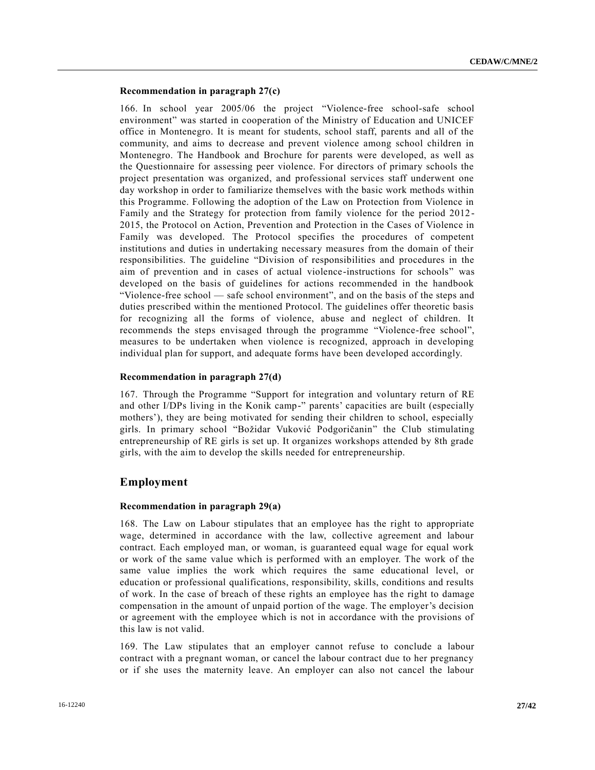#### Recommendation in paragraph 27(c)

166. In school year 2005/06 the project "Violence-free school-safe school environment" was started in cooperation of the Ministry of Education and UNICEF office in Montenegro. It is meant for students, school staff, parents and all of the community, and aims to decrease and prevent violence among school children in Montenegro. The Handbook and Brochure for parents were developed, as well as the Questionnaire for assessing peer violence. For directors of primary schools the project presentation was organized, and professional services staff underwent one day workshop in order to familiarize themselves with the basic work methods within this Programme. Following the adoption of the Law on Protection from Violence in Family and the Strategy for protection from family violence for the period 2012-2015, the Protocol on Action, Prevention and Protection in the Cases of Violence in Family was developed. The Protocol specifies the procedures of competent institutions and duties in undertaking necessary measures from the domain of their responsibilities. The guideline "Division of responsibilities and procedures in the aim of prevention and in cases of actual violence-instructions for schools" was developed on the basis of guidelines for actions recommended in the handbook "Violence-free school — safe school environment", and on the basis of the steps and duties prescribed within the mentioned Protocol. The guidelines offer theoretic basis for recognizing all the forms of violence, abuse and neglect of children. It recommends the steps envisaged through the programme "Violence-free school", measures to be undertaken when violence is recognized, approach in developing individual plan for support, and adequate forms have been developed accordingly.

#### Recommendation in paragraph 27(d)

167. Through the Programme "Support for integration and voluntary return of RE and other I/DPs living in the Konik camp-" parents' capacities are built (especially mothers'), they are being motivated for sending their children to school, especially girls. In primary school "Božidar Vuković Podgoričanin" the Club stimulating entrepreneurship of RE girls is set up. It organizes workshops attended by 8th grade girls, with the aim to develop the skills needed for entrepreneurship.

## Employment

#### Recommendation in paragraph 29(a)

168. The Law on Labour stipulates that an employee has the right to appropriate wage, determined in accordance with the law, collective agreement and labour contract. Each employed man, or woman, is guaranteed equal wage for equal work or work of the same value which is performed with an employer. The work of the same value implies the work which requires the same educational level, or education or professional qualifications, responsibility, skills, conditions and results of work. In the case of breach of these rights an employee has the right to damage compensation in the amount of unpaid portion of the wage. The employer's decision or agreement with the employee which is not in accordance with the provisions of this law is not valid.

169. The Law stipulates that an employer cannot refuse to conclude a labour contract with a pregnant woman, or cancel the labour contract due to her pregnancy or if she uses the maternity leave. An employer can also not cancel the labour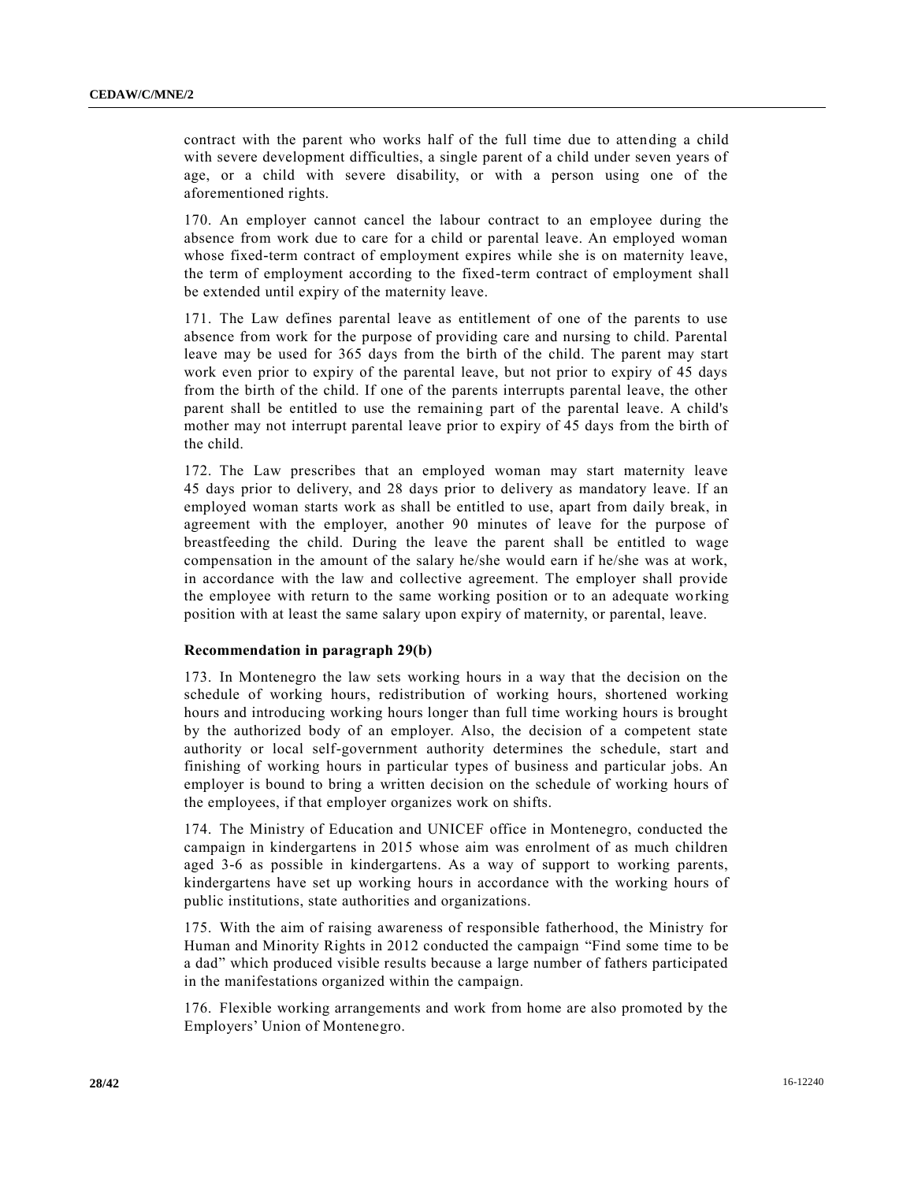contract with the parent who works half of the full time due to attending a child with severe development difficulties, a single parent of a child under seven years of age, or a child with severe disability, or with a person using one of the aforementioned rights.

170. An employer cannot cancel the labour contract to an employee during the absence from work due to care for a child or parental leave. An employed woman whose fixed-term contract of employment expires while she is on maternity leave, the term of employment according to the fixed-term contract of employment shall be extended until expiry of the maternity leave.

171. The Law defines parental leave as entitlement of one of the parents to use absence from work for the purpose of providing care and nursing to child. Parental leave may be used for 365 days from the birth of the child. The parent may start work even prior to expiry of the parental leave, but not prior to expiry of 45 days from the birth of the child. If one of the parents interrupts parental leave, the other parent shall be entitled to use the remaining part of the parental leave. A child's mother may not interrupt parental leave prior to expiry of 45 days from the birth of the child.

172. The Law prescribes that an employed woman may start maternity leave 45 days prior to delivery, and 28 days prior to delivery as mandatory leave. If an employed woman starts work as shall be entitled to use, apart from daily break, in agreement with the employer, another 90 minutes of leave for the purpose of breastfeeding the child. During the leave the parent shall be entitled to wage compensation in the amount of the salary he/she would earn if he/she was at work, in accordance with the law and collective agreement. The employer shall provide the employee with return to the same working position or to an adequate working position with at least the same salary upon expiry of maternity, or parental, leave.

**Recommendation in paragraph 29(b)**

173. In Montenegro the law sets working hours in a way that the decision on the schedule of working hours, redistribution of working hours, shortened working hours and introducing working hours longer than full time working hours is brought by the authorized body of an employer. Also, the decision of a competent state authority or local self-government authority determines the schedule, start and finishing of working hours in particular types of business and particular jobs. An employer is bound to bring a written decision on the schedule of working hours of the employees, if that employer organizes work on shifts.

174. The Ministry of Education and UNICEF office in Montenegro, conducted the campaign in kindergartens in 2015 whose aim was enrolment of as much children aged 3-6 as possible in kindergartens. As a way of support to working parents, kindergartens have set up working hours in accordance with the working hours of public institutions, state authorities and organizations.

175. With the aim of raising awareness of responsible fatherhood, the Ministry for Human and Minority Rights in 2012 conducted the campaign “Find some time to be a dad” which produced visible results because a large number of fathers participated in the manifestations organized within the campaign.

176. Flexible working arrangements and work from home are also promoted by the Employers’ Union of Montenegro.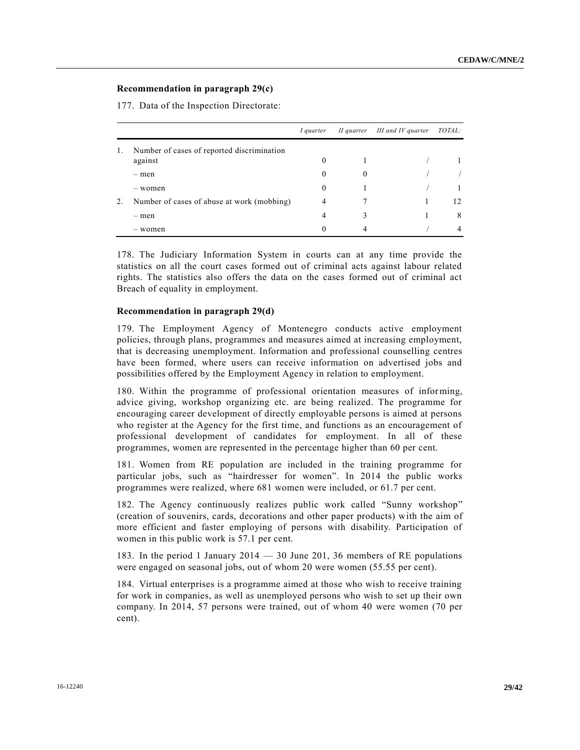**Recommendation in paragraph 29(c)**

177. Data of the Inspection Directorate:

| | | *I quarter* | *II quarter* | *III and IV quarter* | *TOTAL:* |
|---|---|---|---|---|---|
| 1. | Number of cases of reported discrimination against | 0 | 1 | / | 1 |
| | – men | 0 | 0 | / | / |
| | – women | 0 | 1 | / | 1 |
| 2. | Number of cases of abuse at work (mobbing) | 4 | 7 | 1 | 12 |
| | – men | 4 | 3 | 1 | 8 |
| | – women | 0 | 4 | / | 4 |

178. The Judiciary Information System in courts can at any time provide the statistics on all the court cases formed out of criminal acts against labour related rights. The statistics also offers the data on the cases formed out of criminal act Breach of equality in employment.

**Recommendation in paragraph 29(d)**

179. The Employment Agency of Montenegro conducts active employment policies, through plans, programmes and measures aimed at increasing employment, that is decreasing unemployment. Information and professional counselling centres have been formed, where users can receive information on advertised jobs and possibilities offered by the Employment Agency in relation to employment.

180. Within the programme of professional orientation measures of informing, advice giving, workshop organizing etc. are being realized. The programme for encouraging career development of directly employable persons is aimed at persons who register at the Agency for the first time, and functions as an encouragement of professional development of candidates for employment. In all of these programmes, women are represented in the percentage higher than 60 per cent.

181. Women from RE population are included in the training programme for particular jobs, such as "hairdresser for women". In 2014 the public works programmes were realized, where 681 women were included, or 61.7 per cent.

182. The Agency continuously realizes public work called "Sunny workshop" (creation of souvenirs, cards, decorations and other paper products) with the aim of more efficient and faster employing of persons with disability. Participation of women in this public work is 57.1 per cent.

183. In the period 1 January 2014 — 30 June 201, 36 members of RE populations were engaged on seasonal jobs, out of whom 20 were women (55.55 per cent).

184. Virtual enterprises is a programme aimed at those who wish to receive training for work in companies, as well as unemployed persons who wish to set up their own company. In 2014, 57 persons were trained, out of whom 40 were women (70 per cent).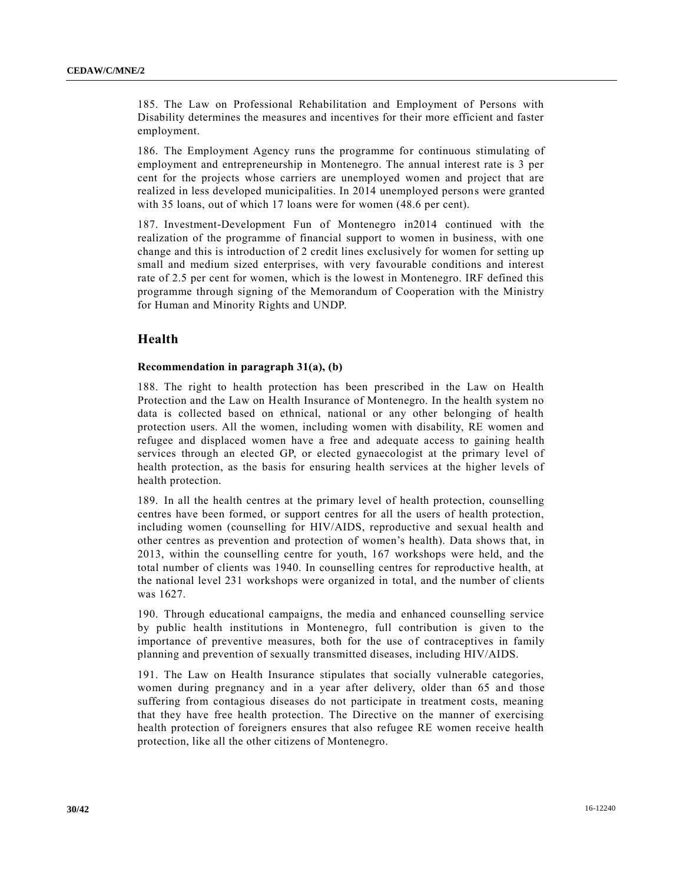185. The Law on Professional Rehabilitation and Employment of Persons with Disability determines the measures and incentives for their more efficient and faster employment.

186. The Employment Agency runs the programme for continuous stimulating of employment and entrepreneurship in Montenegro. The annual interest rate is 3 per cent for the projects whose carriers are unemployed women and project that are realized in less developed municipalities. In 2014 unemployed persons were granted with 35 loans, out of which 17 loans were for women (48.6 per cent).

187. Investment-Development Fun of Montenegro in2014 continued with the realization of the programme of financial support to women in business, with one change and this is introduction of 2 credit lines exclusively for women for setting up small and medium sized enterprises, with very favourable conditions and interest rate of 2.5 per cent for women, which is the lowest in Montenegro. IRF defined this programme through signing of the Memorandum of Cooperation with the Ministry for Human and Minority Rights and UNDP.

## Health

### Recommendation in paragraph 31(a), (b)

188. The right to health protection has been prescribed in the Law on Health Protection and the Law on Health Insurance of Montenegro. In the health system no data is collected based on ethnical, national or any other belonging of health protection users. All the women, including women with disability, RE women and refugee and displaced women have a free and adequate access to gaining health services through an elected GP, or elected gynaecologist at the primary level of health protection, as the basis for ensuring health services at the higher levels of health protection.

189. In all the health centres at the primary level of health protection, counselling centres have been formed, or support centres for all the users of health protection, including women (counselling for HIV/AIDS, reproductive and sexual health and other centres as prevention and protection of women's health). Data shows that, in 2013, within the counselling centre for youth, 167 workshops were held, and the total number of clients was 1940. In counselling centres for reproductive health, at the national level 231 workshops were organized in total, and the number of clients was 1627.

190. Through educational campaigns, the media and enhanced counselling service by public health institutions in Montenegro, full contribution is given to the importance of preventive measures, both for the use of contraceptives in family planning and prevention of sexually transmitted diseases, including HIV/AIDS.

191. The Law on Health Insurance stipulates that socially vulnerable categories, women during pregnancy and in a year after delivery, older than 65 and those suffering from contagious diseases do not participate in treatment costs, meaning that they have free health protection. The Directive on the manner of exercising health protection of foreigners ensures that also refugee RE women receive health protection, like all the other citizens of Montenegro.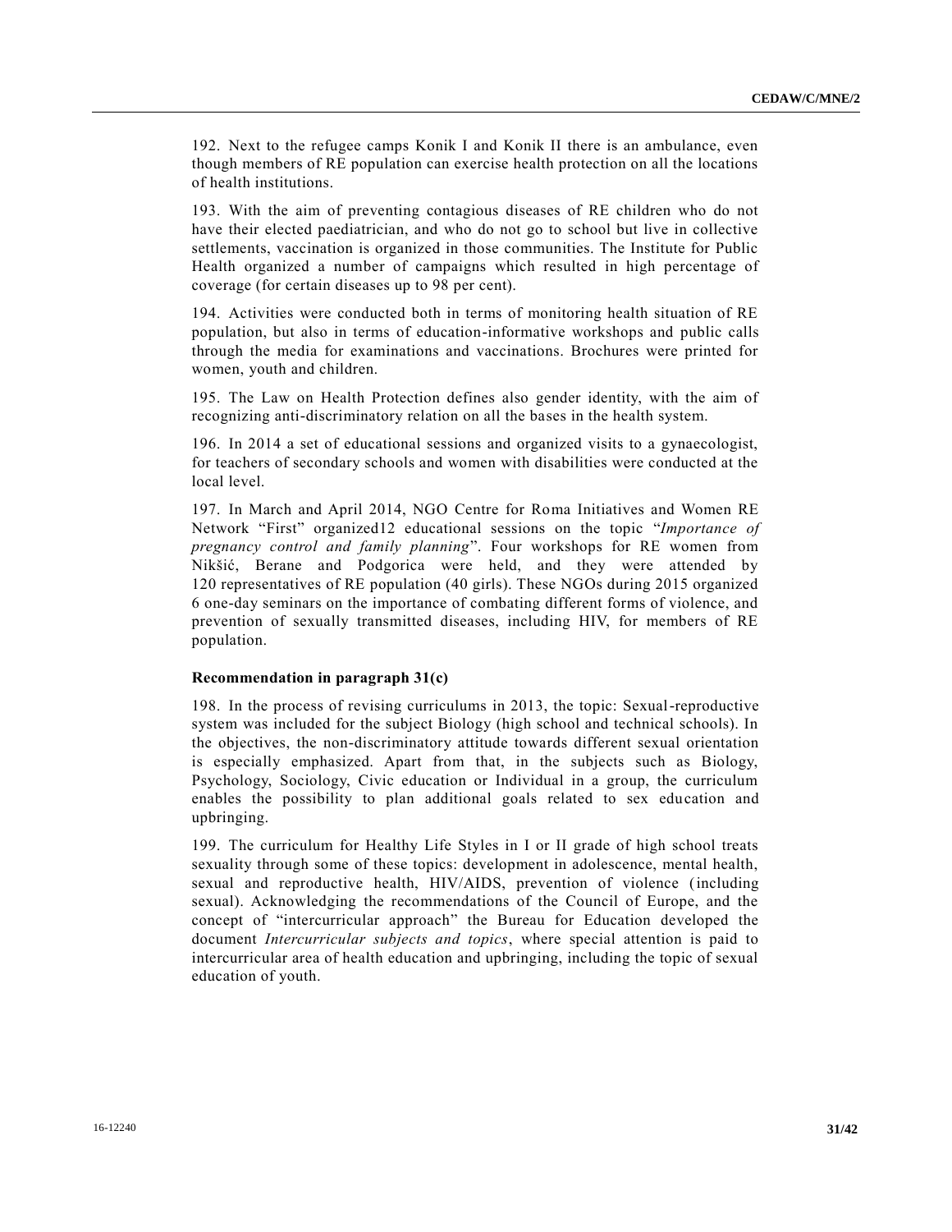192. Next to the refugee camps Konik I and Konik II there is an ambulance, even though members of RE population can exercise health protection on all the locations of health institutions.

193. With the aim of preventing contagious diseases of RE children who do not have their elected paediatrician, and who do not go to school but live in collective settlements, vaccination is organized in those communities. The Institute for Public Health organized a number of campaigns which resulted in high percentage of coverage (for certain diseases up to 98 per cent).

194. Activities were conducted both in terms of monitoring health situation of RE population, but also in terms of education-informative workshops and public calls through the media for examinations and vaccinations. Brochures were printed for women, youth and children.

195. The Law on Health Protection defines also gender identity, with the aim of recognizing anti-discriminatory relation on all the bases in the health system.

196. In 2014 a set of educational sessions and organized visits to a gynaecologist, for teachers of secondary schools and women with disabilities were conducted at the local level.

197. In March and April 2014, NGO Centre for Roma Initiatives and Women RE Network "First" organized12 educational sessions on the topic "*Importance of pregnancy control and family planning*". Four workshops for RE women from Nikšić, Berane and Podgorica were held, and they were attended by 120 representatives of RE population (40 girls). These NGOs during 2015 organized 6 one-day seminars on the importance of combating different forms of violence, and prevention of sexually transmitted diseases, including HIV, for members of RE population.

**Recommendation in paragraph 31(c)**

198. In the process of revising curriculums in 2013, the topic: Sexual-reproductive system was included for the subject Biology (high school and technical schools). In the objectives, the non-discriminatory attitude towards different sexual orientation is especially emphasized. Apart from that, in the subjects such as Biology, Psychology, Sociology, Civic education or Individual in a group, the curriculum enables the possibility to plan additional goals related to sex education and upbringing.

199. The curriculum for Healthy Life Styles in I or II grade of high school treats sexuality through some of these topics: development in adolescence, mental health, sexual and reproductive health, HIV/AIDS, prevention of violence (including sexual). Acknowledging the recommendations of the Council of Europe, and the concept of "intercurricular approach" the Bureau for Education developed the document *Intercurricular subjects and topics*, where special attention is paid to intercurricular area of health education and upbringing, including the topic of sexual education of youth.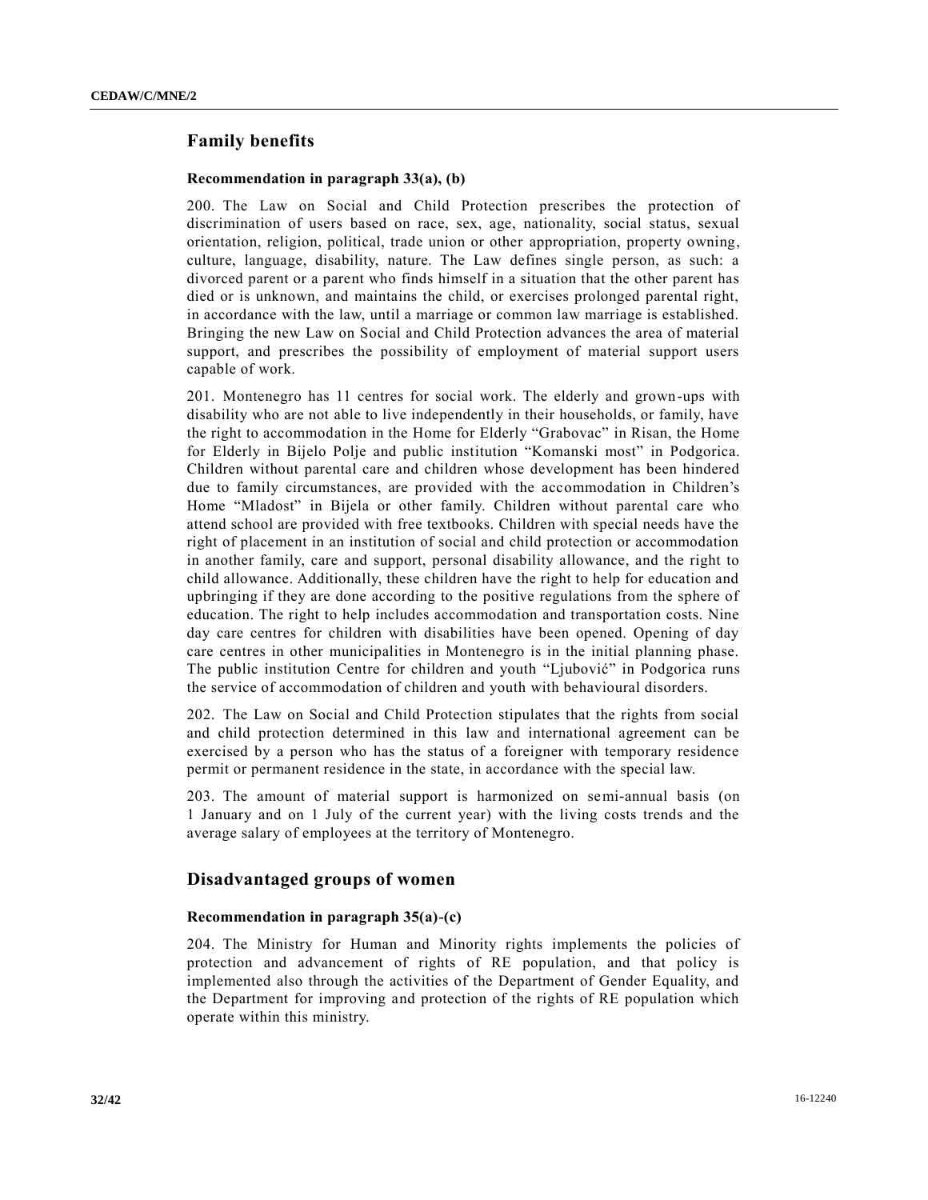## Family benefits

### Recommendation in paragraph 33(a), (b)

200. The Law on Social and Child Protection prescribes the protection of discrimination of users based on race, sex, age, nationality, social status, sexual orientation, religion, political, trade union or other appropriation, property owning, culture, language, disability, nature. The Law defines single person, as such: a divorced parent or a parent who finds himself in a situation that the other parent has died or is unknown, and maintains the child, or exercises prolonged parental right, in accordance with the law, until a marriage or common law marriage is established. Bringing the new Law on Social and Child Protection advances the area of material support, and prescribes the possibility of employment of material support users capable of work.

201. Montenegro has 11 centres for social work. The elderly and grown-ups with disability who are not able to live independently in their households, or family, have the right to accommodation in the Home for Elderly "Grabovac" in Risan, the Home for Elderly in Bijelo Polje and public institution "Komanski most" in Podgorica. Children without parental care and children whose development has been hindered due to family circumstances, are provided with the accommodation in Children's Home "Mladost" in Bijela or other family. Children without parental care who attend school are provided with free textbooks. Children with special needs have the right of placement in an institution of social and child protection or accommodation in another family, care and support, personal disability allowance, and the right to child allowance. Additionally, these children have the right to help for education and upbringing if they are done according to the positive regulations from the sphere of education. The right to help includes accommodation and transportation costs. Nine day care centres for children with disabilities have been opened. Opening of day care centres in other municipalities in Montenegro is in the initial planning phase. The public institution Centre for children and youth "Ljubović" in Podgorica runs the service of accommodation of children and youth with behavioural disorders.

202. The Law on Social and Child Protection stipulates that the rights from social and child protection determined in this law and international agreement can be exercised by a person who has the status of a foreigner with temporary residence permit or permanent residence in the state, in accordance with the special law.

203. The amount of material support is harmonized on semi-annual basis (on 1 January and on 1 July of the current year) with the living costs trends and the average salary of employees at the territory of Montenegro.

## Disadvantaged groups of women

### Recommendation in paragraph 35(a)-(c)

204. The Ministry for Human and Minority rights implements the policies of protection and advancement of rights of RE population, and that policy is implemented also through the activities of the Department of Gender Equality, and the Department for improving and protection of the rights of RE population which operate within this ministry.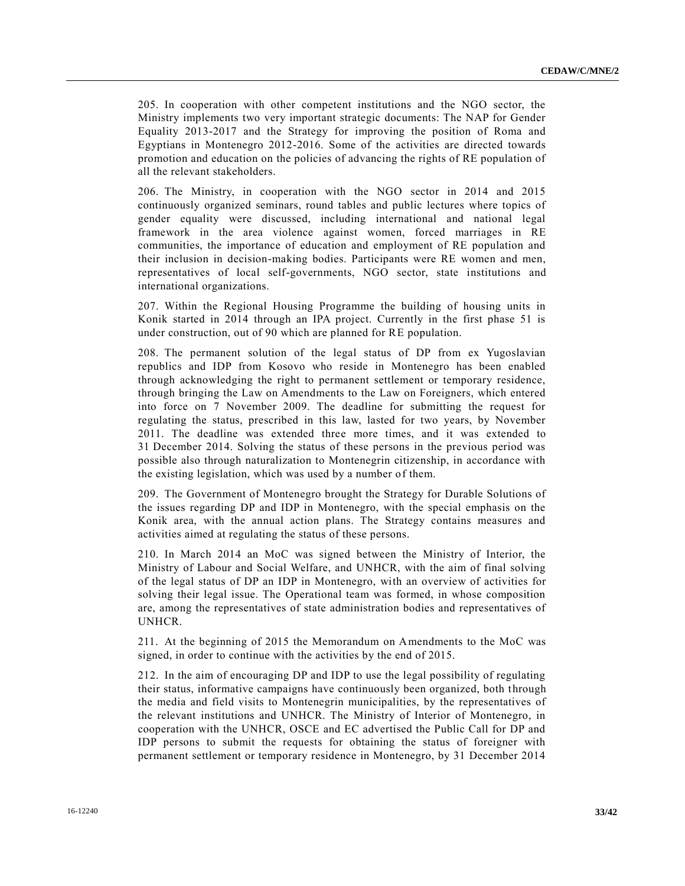205. In cooperation with other competent institutions and the NGO sector, the Ministry implements two very important strategic documents: The NAP for Gender Equality 2013-2017 and the Strategy for improving the position of Roma and Egyptians in Montenegro 2012-2016. Some of the activities are directed towards promotion and education on the policies of advancing the rights of RE population of all the relevant stakeholders.

206. The Ministry, in cooperation with the NGO sector in 2014 and 2015 continuously organized seminars, round tables and public lectures where topics of gender equality were discussed, including international and national legal framework in the area violence against women, forced marriages in RE communities, the importance of education and employment of RE population and their inclusion in decision-making bodies. Participants were RE women and men, representatives of local self-governments, NGO sector, state institutions and international organizations.

207. Within the Regional Housing Programme the building of housing units in Konik started in 2014 through an IPA project. Currently in the first phase 51 is under construction, out of 90 which are planned for RE population.

208. The permanent solution of the legal status of DP from ex Yugoslavian republics and IDP from Kosovo who reside in Montenegro has been enabled through acknowledging the right to permanent settlement or temporary residence, through bringing the Law on Amendments to the Law on Foreigners, which entered into force on 7 November 2009. The deadline for submitting the request for regulating the status, prescribed in this law, lasted for two years, by November 2011. The deadline was extended three more times, and it was extended to 31 December 2014. Solving the status of these persons in the previous period was possible also through naturalization to Montenegrin citizenship, in accordance with the existing legislation, which was used by a number of them.

209. The Government of Montenegro brought the Strategy for Durable Solutions of the issues regarding DP and IDP in Montenegro, with the special emphasis on the Konik area, with the annual action plans. The Strategy contains measures and activities aimed at regulating the status of these persons.

210. In March 2014 an MoC was signed between the Ministry of Interior, the Ministry of Labour and Social Welfare, and UNHCR, with the aim of final solving of the legal status of DP an IDP in Montenegro, with an overview of activities for solving their legal issue. The Operational team was formed, in whose composition are, among the representatives of state administration bodies and representatives of UNHCR.

211. At the beginning of 2015 the Memorandum on Amendments to the MoC was signed, in order to continue with the activities by the end of 2015.

212. In the aim of encouraging DP and IDP to use the legal possibility of regulating their status, informative campaigns have continuously been organized, both through the media and field visits to Montenegrin municipalities, by the representatives of the relevant institutions and UNHCR. The Ministry of Interior of Montenegro, in cooperation with the UNHCR, OSCE and EC advertised the Public Call for DP and IDP persons to submit the requests for obtaining the status of foreigner with permanent settlement or temporary residence in Montenegro, by 31 December 2014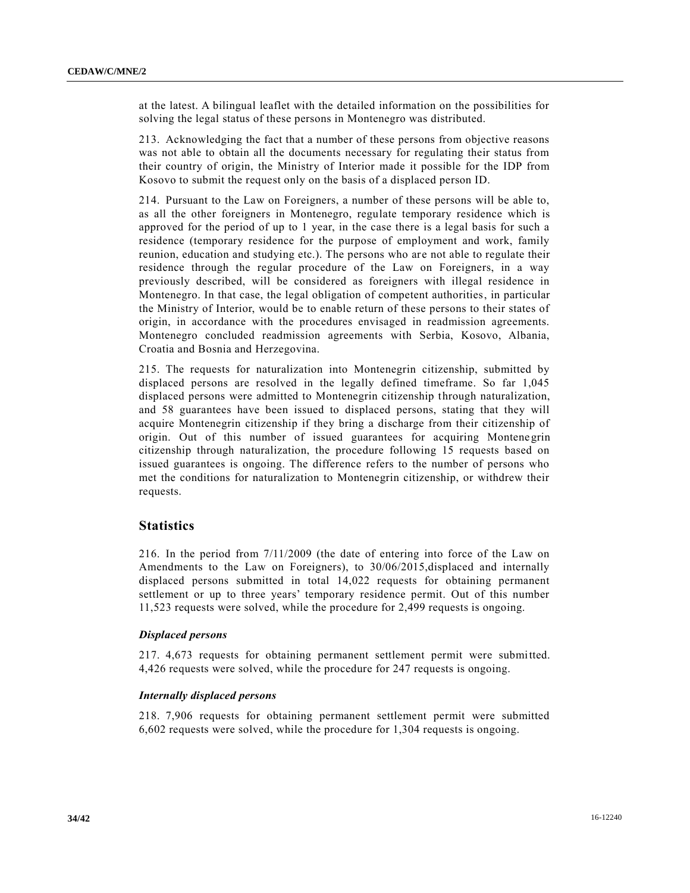at the latest. A bilingual leaflet with the detailed information on the possibilities for solving the legal status of these persons in Montenegro was distributed.

213. Acknowledging the fact that a number of these persons from objective reasons was not able to obtain all the documents necessary for regulating their status from their country of origin, the Ministry of Interior made it possible for the IDP from Kosovo to submit the request only on the basis of a displaced person ID.

214. Pursuant to the Law on Foreigners, a number of these persons will be able to, as all the other foreigners in Montenegro, regulate temporary residence which is approved for the period of up to 1 year, in the case there is a legal basis for such a residence (temporary residence for the purpose of employment and work, family reunion, education and studying etc.). The persons who are not able to regulate their residence through the regular procedure of the Law on Foreigners, in a way previously described, will be considered as foreigners with illegal residence in Montenegro. In that case, the legal obligation of competent authorities, in particular the Ministry of Interior, would be to enable return of these persons to their states of origin, in accordance with the procedures envisaged in readmission agreements. Montenegro concluded readmission agreements with Serbia, Kosovo, Albania, Croatia and Bosnia and Herzegovina.

215. The requests for naturalization into Montenegrin citizenship, submitted by displaced persons are resolved in the legally defined timeframe. So far 1,045 displaced persons were admitted to Montenegrin citizenship through naturalization, and 58 guarantees have been issued to displaced persons, stating that they will acquire Montenegrin citizenship if they bring a discharge from their citizenship of origin. Out of this number of issued guarantees for acquiring Montenegrin citizenship through naturalization, the procedure following 15 requests based on issued guarantees is ongoing. The difference refers to the number of persons who met the conditions for naturalization to Montenegrin citizenship, or withdrew their requests.

## Statistics

216. In the period from 7/11/2009 (the date of entering into force of the Law on Amendments to the Law on Foreigners), to 30/06/2015,displaced and internally displaced persons submitted in total 14,022 requests for obtaining permanent settlement or up to three years' temporary residence permit. Out of this number 11,523 requests were solved, while the procedure for 2,499 requests is ongoing.

### *Displaced persons*

217. 4,673 requests for obtaining permanent settlement permit were submitted. 4,426 requests were solved, while the procedure for 247 requests is ongoing.

### *Internally displaced persons*

218. 7,906 requests for obtaining permanent settlement permit were submitted 6,602 requests were solved, while the procedure for 1,304 requests is ongoing.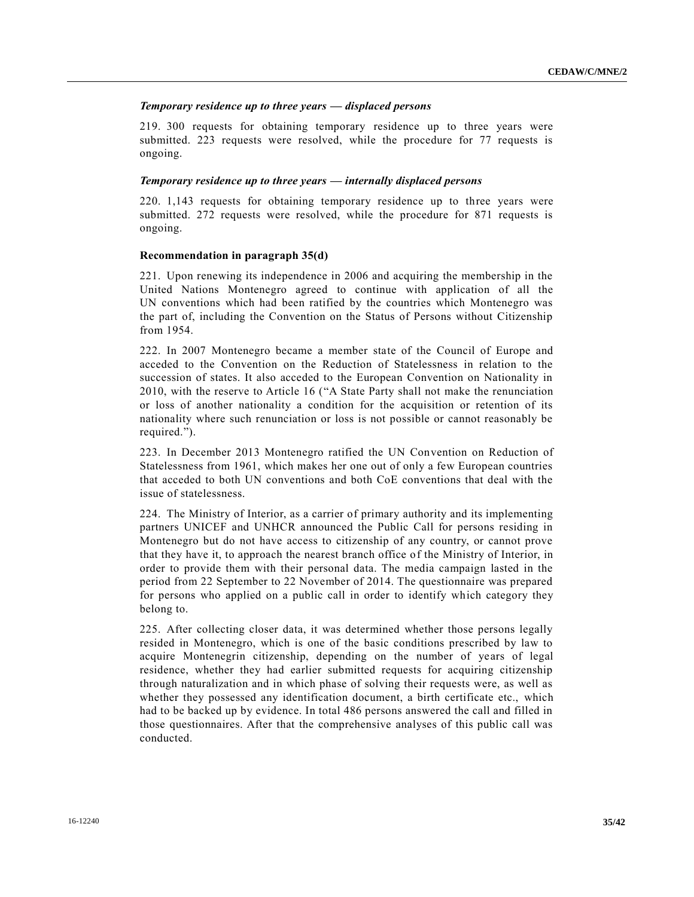*Temporary residence up to three years — displaced persons*

219. 300 requests for obtaining temporary residence up to three years were submitted. 223 requests were resolved, while the procedure for 77 requests is ongoing.

*Temporary residence up to three years — internally displaced persons*

220. 1,143 requests for obtaining temporary residence up to three years were submitted. 272 requests were resolved, while the procedure for 871 requests is ongoing.

**Recommendation in paragraph 35(d)**

221. Upon renewing its independence in 2006 and acquiring the membership in the United Nations Montenegro agreed to continue with application of all the UN conventions which had been ratified by the countries which Montenegro was the part of, including the Convention on the Status of Persons without Citizenship from 1954.

222. In 2007 Montenegro became a member state of the Council of Europe and acceded to the Convention on the Reduction of Statelessness in relation to the succession of states. It also acceded to the European Convention on Nationality in 2010, with the reserve to Article 16 ("A State Party shall not make the renunciation or loss of another nationality a condition for the acquisition or retention of its nationality where such renunciation or loss is not possible or cannot reasonably be required.").

223. In December 2013 Montenegro ratified the UN Convention on Reduction of Statelessness from 1961, which makes her one out of only a few European countries that acceded to both UN conventions and both CoE conventions that deal with the issue of statelessness.

224. The Ministry of Interior, as a carrier of primary authority and its implementing partners UNICEF and UNHCR announced the Public Call for persons residing in Montenegro but do not have access to citizenship of any country, or cannot prove that they have it, to approach the nearest branch office of the Ministry of Interior, in order to provide them with their personal data. The media campaign lasted in the period from 22 September to 22 November of 2014. The questionnaire was prepared for persons who applied on a public call in order to identify which category they belong to.

225. After collecting closer data, it was determined whether those persons legally resided in Montenegro, which is one of the basic conditions prescribed by law to acquire Montenegrin citizenship, depending on the number of years of legal residence, whether they had earlier submitted requests for acquiring citizenship through naturalization and in which phase of solving their requests were, as well as whether they possessed any identification document, a birth certificate etc., which had to be backed up by evidence. In total 486 persons answered the call and filled in those questionnaires. After that the comprehensive analyses of this public call was conducted.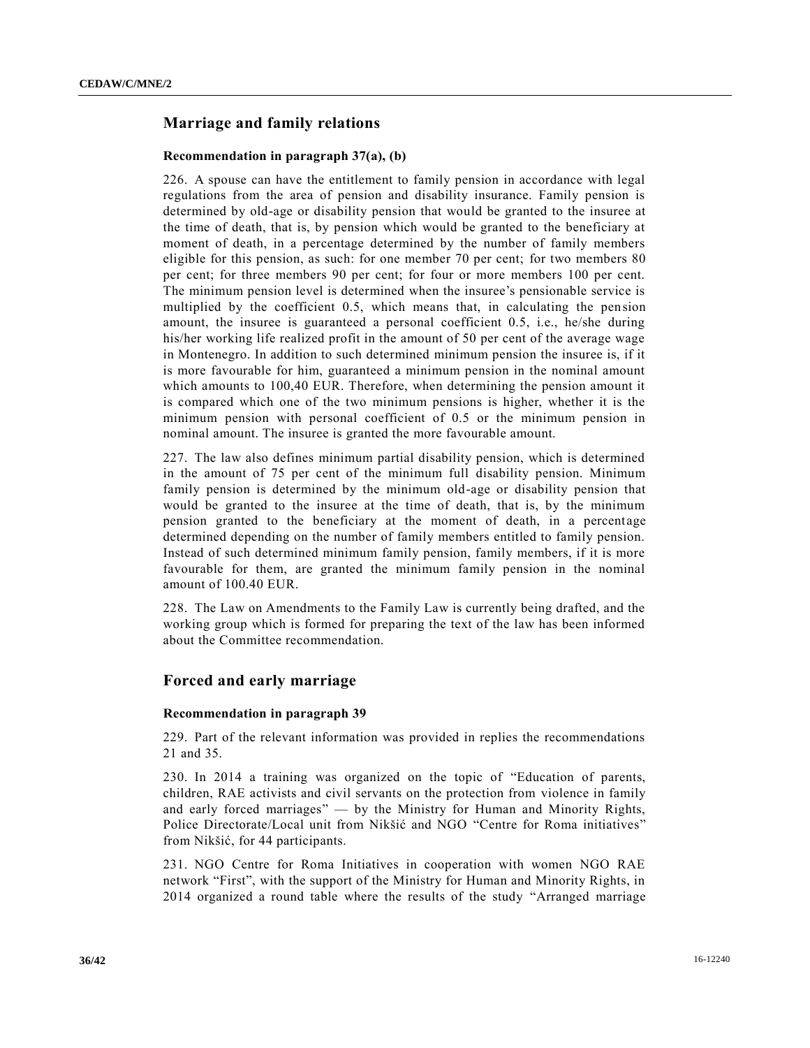## Marriage and family relations

### Recommendation in paragraph 37(a), (b)

226. A spouse can have the entitlement to family pension in accordance with legal regulations from the area of pension and disability insurance. Family pension is determined by old-age or disability pension that would be granted to the insuree at the time of death, that is, by pension which would be granted to the beneficiary at moment of death, in a percentage determined by the number of family members eligible for this pension, as such: for one member 70 per cent; for two members 80 per cent; for three members 90 per cent; for four or more members 100 per cent. The minimum pension level is determined when the insuree's pensionable service is multiplied by the coefficient 0.5, which means that, in calculating the pension amount, the insuree is guaranteed a personal coefficient 0.5, i.e., he/she during his/her working life realized profit in the amount of 50 per cent of the average wage in Montenegro. In addition to such determined minimum pension the insuree is, if it is more favourable for him, guaranteed a minimum pension in the nominal amount which amounts to 100,40 EUR. Therefore, when determining the pension amount it is compared which one of the two minimum pensions is higher, whether it is the minimum pension with personal coefficient of 0.5 or the minimum pension in nominal amount. The insuree is granted the more favourable amount.

227. The law also defines minimum partial disability pension, which is determined in the amount of 75 per cent of the minimum full disability pension. Minimum family pension is determined by the minimum old-age or disability pension that would be granted to the insuree at the time of death, that is, by the minimum pension granted to the beneficiary at the moment of death, in a percentage determined depending on the number of family members entitled to family pension. Instead of such determined minimum family pension, family members, if it is more favourable for them, are granted the minimum family pension in the nominal amount of 100.40 EUR.

228. The Law on Amendments to the Family Law is currently being drafted, and the working group which is formed for preparing the text of the law has been informed about the Committee recommendation.

## Forced and early marriage

### Recommendation in paragraph 39

229. Part of the relevant information was provided in replies the recommendations 21 and 35.

230. In 2014 a training was organized on the topic of "Education of parents, children, RAE activists and civil servants on the protection from violence in family and early forced marriages" — by the Ministry for Human and Minority Rights, Police Directorate/Local unit from Nikšić and NGO "Centre for Roma initiatives" from Nikšić, for 44 participants.

231. NGO Centre for Roma Initiatives in cooperation with women NGO RAE network "First", with the support of the Ministry for Human and Minority Rights, in 2014 organized a round table where the results of the study "Arranged marriage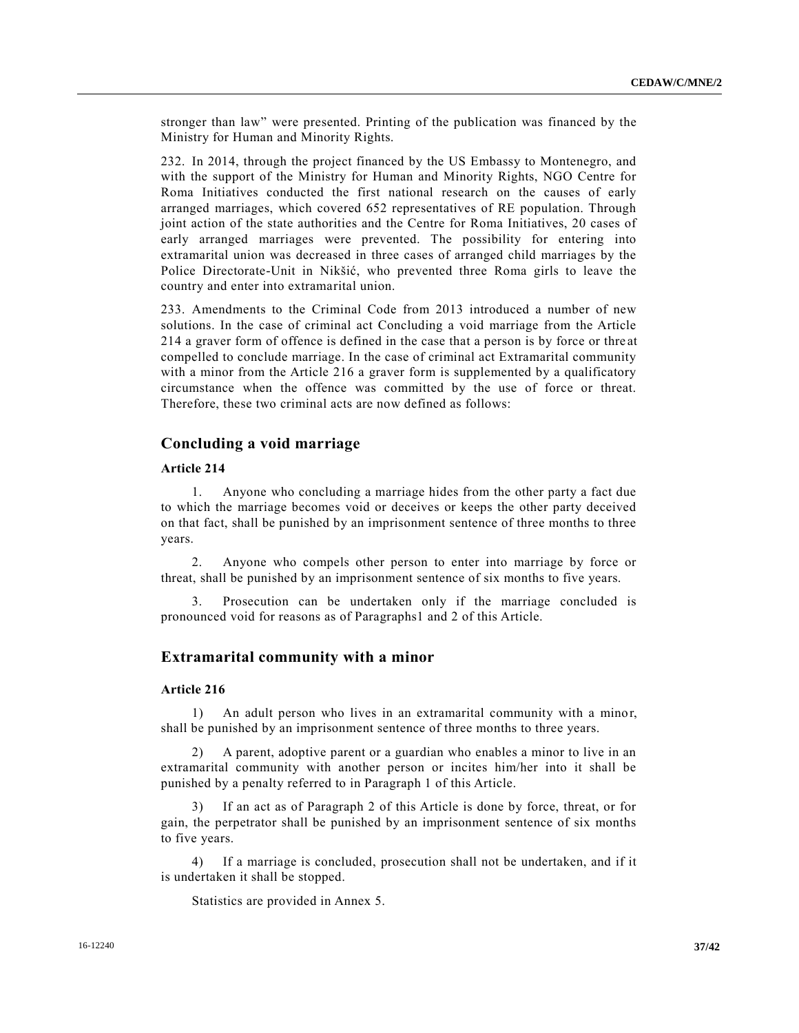stronger than law" were presented. Printing of the publication was financed by the Ministry for Human and Minority Rights.

232. In 2014, through the project financed by the US Embassy to Montenegro, and with the support of the Ministry for Human and Minority Rights, NGO Centre for Roma Initiatives conducted the first national research on the causes of early arranged marriages, which covered 652 representatives of RE population. Through joint action of the state authorities and the Centre for Roma Initiatives, 20 cases of early arranged marriages were prevented. The possibility for entering into extramarital union was decreased in three cases of arranged child marriages by the Police Directorate-Unit in Nikšić, who prevented three Roma girls to leave the country and enter into extramarital union.

233. Amendments to the Criminal Code from 2013 introduced a number of new solutions. In the case of criminal act Concluding a void marriage from the Article 214 a graver form of offence is defined in the case that a person is by force or threat compelled to conclude marriage. In the case of criminal act Extramarital community with a minor from the Article 216 a graver form is supplemented by a qualificatory circumstance when the offence was committed by the use of force or threat. Therefore, these two criminal acts are now defined as follows:

## Concluding a void marriage

**Article 214**

1. Anyone who concluding a marriage hides from the other party a fact due to which the marriage becomes void or deceives or keeps the other party deceived on that fact, shall be punished by an imprisonment sentence of three months to three years.

2. Anyone who compels other person to enter into marriage by force or threat, shall be punished by an imprisonment sentence of six months to five years.

3. Prosecution can be undertaken only if the marriage concluded is pronounced void for reasons as of Paragraphs1 and 2 of this Article.

## Extramarital community with a minor

**Article 216**

1) An adult person who lives in an extramarital community with a minor, shall be punished by an imprisonment sentence of three months to three years.

2) A parent, adoptive parent or a guardian who enables a minor to live in an extramarital community with another person or incites him/her into it shall be punished by a penalty referred to in Paragraph 1 of this Article.

3) If an act as of Paragraph 2 of this Article is done by force, threat, or for gain, the perpetrator shall be punished by an imprisonment sentence of six months to five years.

4) If a marriage is concluded, prosecution shall not be undertaken, and if it is undertaken it shall be stopped.

Statistics are provided in Annex 5.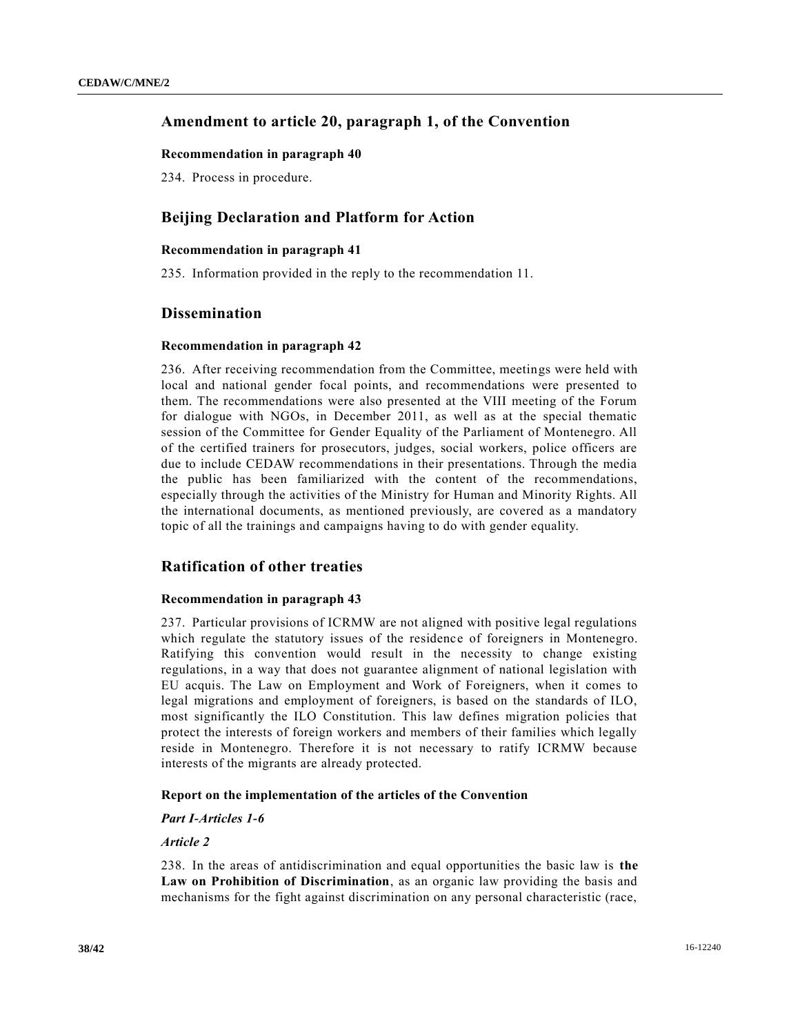## Amendment to article 20, paragraph 1, of the Convention

### Recommendation in paragraph 40

234. Process in procedure.

## Beijing Declaration and Platform for Action

### Recommendation in paragraph 41

235. Information provided in the reply to the recommendation 11.

## Dissemination

### Recommendation in paragraph 42

236. After receiving recommendation from the Committee, meetings were held with local and national gender focal points, and recommendations were presented to them. The recommendations were also presented at the VIII meeting of the Forum for dialogue with NGOs, in December 2011, as well as at the special thematic session of the Committee for Gender Equality of the Parliament of Montenegro. All of the certified trainers for prosecutors, judges, social workers, police officers are due to include CEDAW recommendations in their presentations. Through the media the public has been familiarized with the content of the recommendations, especially through the activities of the Ministry for Human and Minority Rights. All the international documents, as mentioned previously, are covered as a mandatory topic of all the trainings and campaigns having to do with gender equality.

## Ratification of other treaties

### Recommendation in paragraph 43

237. Particular provisions of ICRMW are not aligned with positive legal regulations which regulate the statutory issues of the residence of foreigners in Montenegro. Ratifying this convention would result in the necessity to change existing regulations, in a way that does not guarantee alignment of national legislation with EU acquis. The Law on Employment and Work of Foreigners, when it comes to legal migrations and employment of foreigners, is based on the standards of ILO, most significantly the ILO Constitution. This law defines migration policies that protect the interests of foreign workers and members of their families which legally reside in Montenegro. Therefore it is not necessary to ratify ICRMW because interests of the migrants are already protected.

### Report on the implementation of the articles of the Convention

***Part I-Articles 1-6***

***Article 2***

238. In the areas of antidiscrimination and equal opportunities the basic law is **the Law on Prohibition of Discrimination**, as an organic law providing the basis and mechanisms for the fight against discrimination on any personal characteristic (race,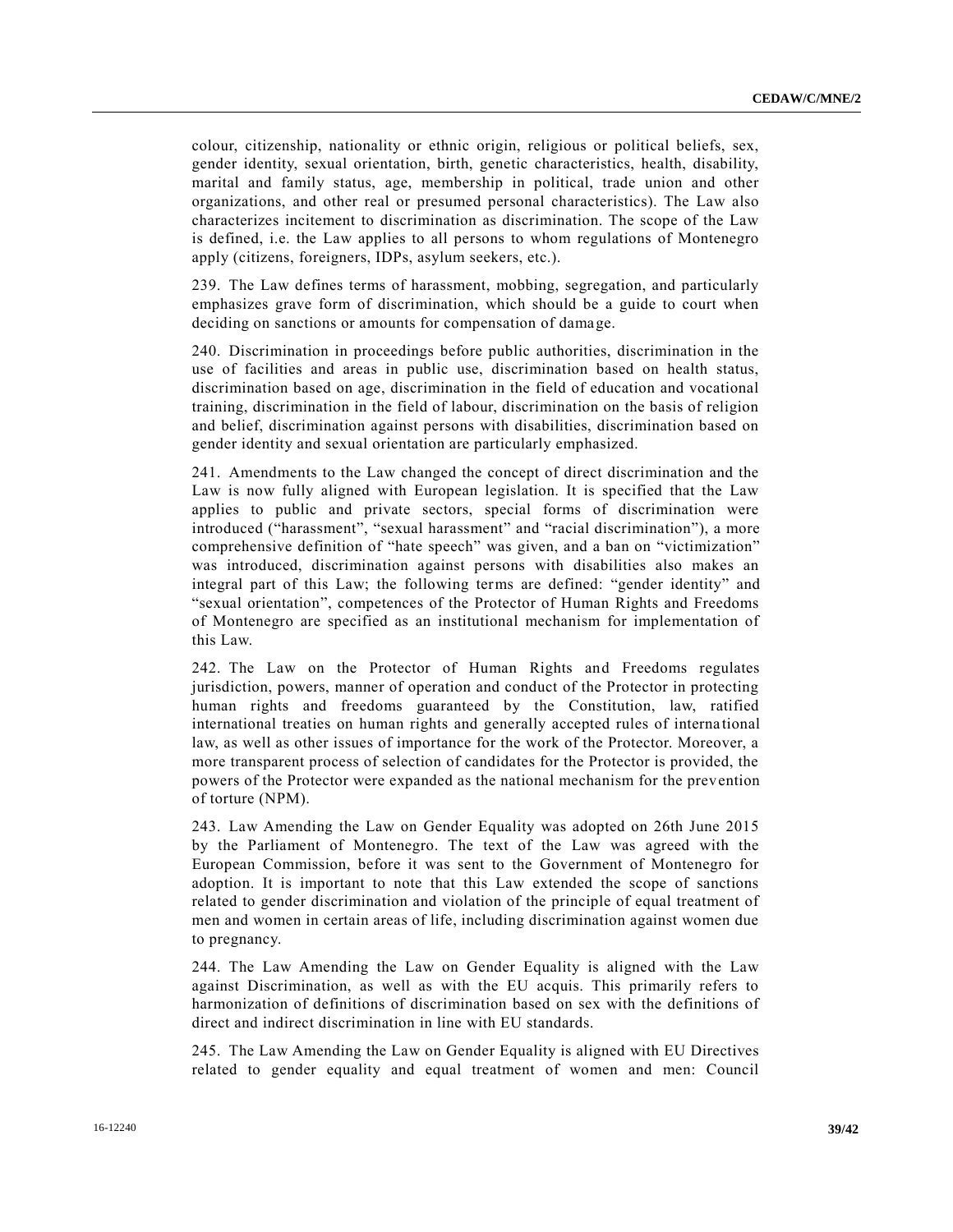colour, citizenship, nationality or ethnic origin, religious or political beliefs, sex, gender identity, sexual orientation, birth, genetic characteristics, health, disability, marital and family status, age, membership in political, trade union and other organizations, and other real or presumed personal characteristics). The Law also characterizes incitement to discrimination as discrimination. The scope of the Law is defined, i.e. the Law applies to all persons to whom regulations of Montenegro apply (citizens, foreigners, IDPs, asylum seekers, etc.).

239. The Law defines terms of harassment, mobbing, segregation, and particularly emphasizes grave form of discrimination, which should be a guide to court when deciding on sanctions or amounts for compensation of damage.

240. Discrimination in proceedings before public authorities, discrimination in the use of facilities and areas in public use, discrimination based on health status, discrimination based on age, discrimination in the field of education and vocational training, discrimination in the field of labour, discrimination on the basis of religion and belief, discrimination against persons with disabilities, discrimination based on gender identity and sexual orientation are particularly emphasized.

241. Amendments to the Law changed the concept of direct discrimination and the Law is now fully aligned with European legislation. It is specified that the Law applies to public and private sectors, special forms of discrimination were introduced ("harassment", "sexual harassment" and "racial discrimination"), a more comprehensive definition of "hate speech" was given, and a ban on "victimization" was introduced, discrimination against persons with disabilities also makes an integral part of this Law; the following terms are defined: "gender identity" and "sexual orientation", competences of the Protector of Human Rights and Freedoms of Montenegro are specified as an institutional mechanism for implementation of this Law.

242. The Law on the Protector of Human Rights and Freedoms regulates jurisdiction, powers, manner of operation and conduct of the Protector in protecting human rights and freedoms guaranteed by the Constitution, law, ratified international treaties on human rights and generally accepted rules of international law, as well as other issues of importance for the work of the Protector. Moreover, a more transparent process of selection of candidates for the Protector is provided, the powers of the Protector were expanded as the national mechanism for the prevention of torture (NPM).

243. Law Amending the Law on Gender Equality was adopted on 26th June 2015 by the Parliament of Montenegro. The text of the Law was agreed with the European Commission, before it was sent to the Government of Montenegro for adoption. It is important to note that this Law extended the scope of sanctions related to gender discrimination and violation of the principle of equal treatment of men and women in certain areas of life, including discrimination against women due to pregnancy.

244. The Law Amending the Law on Gender Equality is aligned with the Law against Discrimination, as well as with the EU acquis. This primarily refers to harmonization of definitions of discrimination based on sex with the definitions of direct and indirect discrimination in line with EU standards.

245. The Law Amending the Law on Gender Equality is aligned with EU Directives related to gender equality and equal treatment of women and men: Council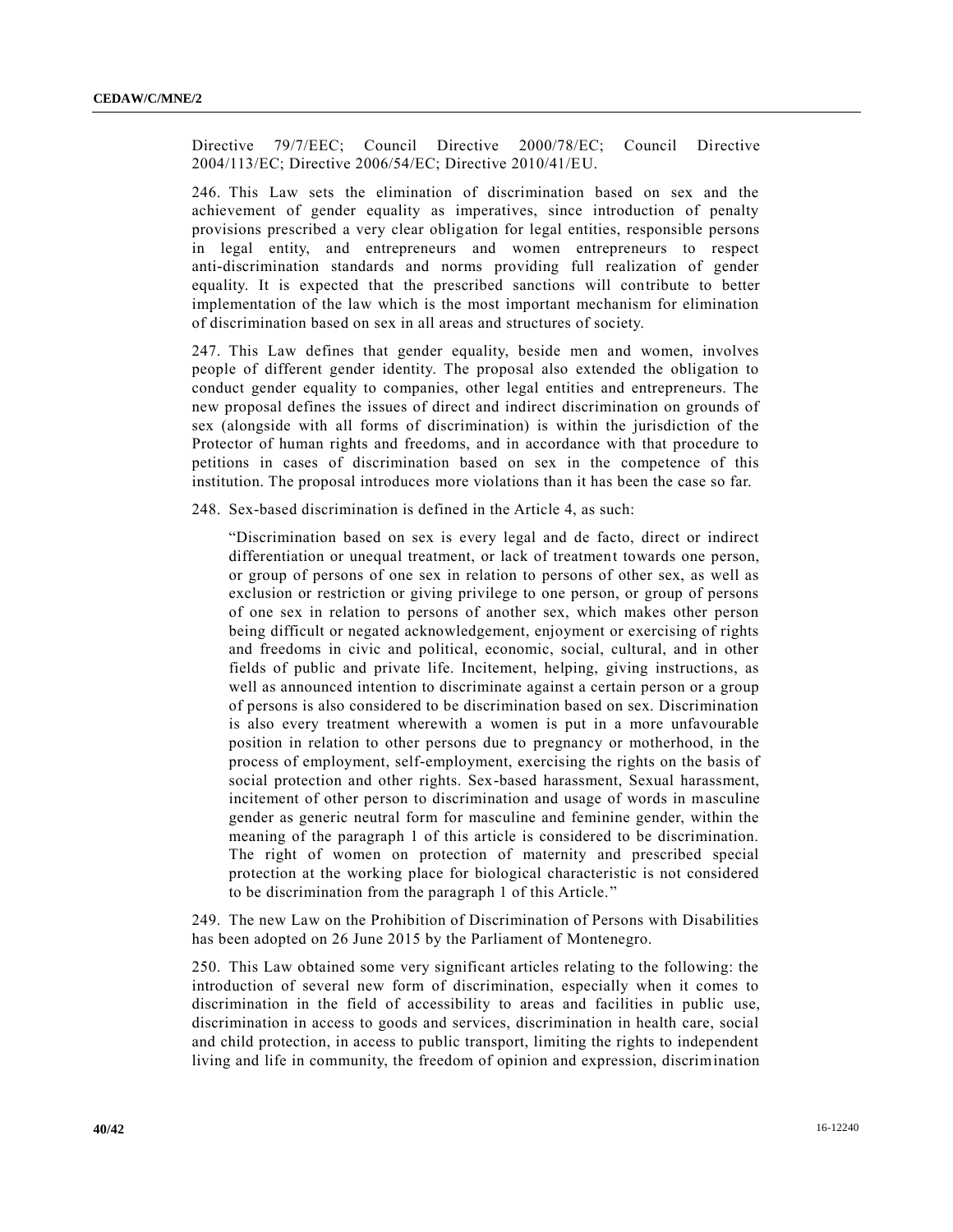Directive 79/7/EEC; Council Directive 2000/78/EC; Council Directive 2004/113/EC; Directive 2006/54/EC; Directive 2010/41/EU.

246. This Law sets the elimination of discrimination based on sex and the achievement of gender equality as imperatives, since introduction of penalty provisions prescribed a very clear obligation for legal entities, responsible persons in legal entity, and entrepreneurs and women entrepreneurs to respect anti-discrimination standards and norms providing full realization of gender equality. It is expected that the prescribed sanctions will contribute to better implementation of the law which is the most important mechanism for elimination of discrimination based on sex in all areas and structures of society.

247. This Law defines that gender equality, beside men and women, involves people of different gender identity. The proposal also extended the obligation to conduct gender equality to companies, other legal entities and entrepreneurs. The new proposal defines the issues of direct and indirect discrimination on grounds of sex (alongside with all forms of discrimination) is within the jurisdiction of the Protector of human rights and freedoms, and in accordance with that procedure to petitions in cases of discrimination based on sex in the competence of this institution. The proposal introduces more violations than it has been the case so far.

248. Sex-based discrimination is defined in the Article 4, as such:

> "Discrimination based on sex is every legal and de facto, direct or indirect differentiation or unequal treatment, or lack of treatment towards one person, or group of persons of one sex in relation to persons of other sex, as well as exclusion or restriction or giving privilege to one person, or group of persons of one sex in relation to persons of another sex, which makes other person being difficult or negated acknowledgement, enjoyment or exercising of rights and freedoms in civic and political, economic, social, cultural, and in other fields of public and private life. Incitement, helping, giving instructions, as well as announced intention to discriminate against a certain person or a group of persons is also considered to be discrimination based on sex. Discrimination is also every treatment wherewith a women is put in a more unfavourable position in relation to other persons due to pregnancy or motherhood, in the process of employment, self-employment, exercising the rights on the basis of social protection and other rights. Sex-based harassment, Sexual harassment, incitement of other person to discrimination and usage of words in masculine gender as generic neutral form for masculine and feminine gender, within the meaning of the paragraph 1 of this article is considered to be discrimination. The right of women on protection of maternity and prescribed special protection at the working place for biological characteristic is not considered to be discrimination from the paragraph 1 of this Article."

249. The new Law on the Prohibition of Discrimination of Persons with Disabilities has been adopted on 26 June 2015 by the Parliament of Montenegro.

250. This Law obtained some very significant articles relating to the following: the introduction of several new form of discrimination, especially when it comes to discrimination in the field of accessibility to areas and facilities in public use, discrimination in access to goods and services, discrimination in health care, social and child protection, in access to public transport, limiting the rights to independent living and life in community, the freedom of opinion and expression, discrimination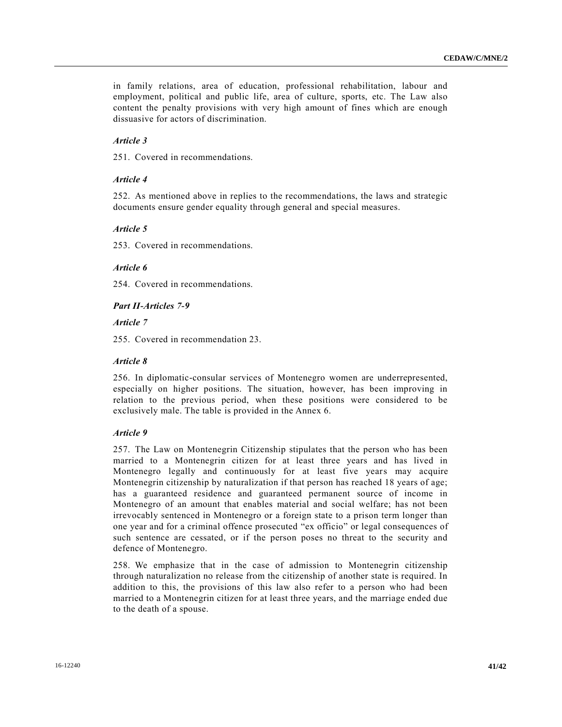in family relations, area of education, professional rehabilitation, labour and employment, political and public life, area of culture, sports, etc. The Law also content the penalty provisions with very high amount of fines which are enough dissuasive for actors of discrimination.

*Article 3*

251. Covered in recommendations.

*Article 4*

252. As mentioned above in replies to the recommendations, the laws and strategic documents ensure gender equality through general and special measures.

*Article 5*

253. Covered in recommendations.

*Article 6*

254. Covered in recommendations.

***Part II-Articles 7-9***

*Article 7*

255. Covered in recommendation 23.

*Article 8*

256. In diplomatic-consular services of Montenegro women are underrepresented, especially on higher positions. The situation, however, has been improving in relation to the previous period, when these positions were considered to be exclusively male. The table is provided in the Annex 6.

*Article 9*

257. The Law on Montenegrin Citizenship stipulates that the person who has been married to a Montenegrin citizen for at least three years and has lived in Montenegro legally and continuously for at least five years may acquire Montenegrin citizenship by naturalization if that person has reached 18 years of age; has a guaranteed residence and guaranteed permanent source of income in Montenegro of an amount that enables material and social welfare; has not been irrevocably sentenced in Montenegro or a foreign state to a prison term longer than one year and for a criminal offence prosecuted "ex officio" or legal consequences of such sentence are cessated, or if the person poses no threat to the security and defence of Montenegro.

258. We emphasize that in the case of admission to Montenegrin citizenship through naturalization no release from the citizenship of another state is required. In addition to this, the provisions of this law also refer to a person who had been married to a Montenegrin citizen for at least three years, and the marriage ended due to the death of a spouse.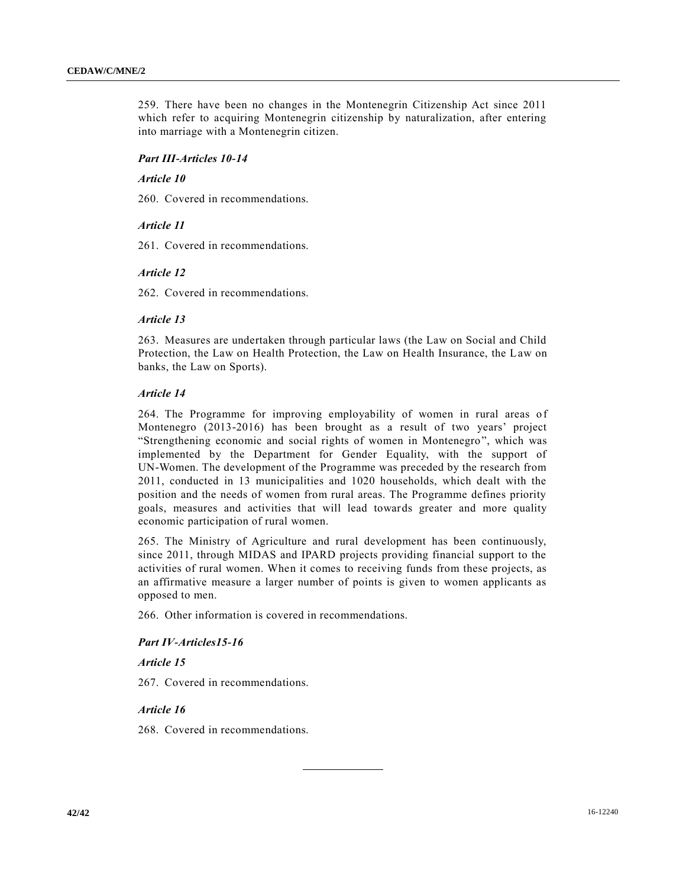259. There have been no changes in the Montenegrin Citizenship Act since 2011 which refer to acquiring Montenegrin citizenship by naturalization, after entering into marriage with a Montenegrin citizen.

### *Part III-Articles 10-14*

#### *Article 10*

260. Covered in recommendations.

#### *Article 11*

261. Covered in recommendations.

#### *Article 12*

262. Covered in recommendations.

#### *Article 13*

263. Measures are undertaken through particular laws (the Law on Social and Child Protection, the Law on Health Protection, the Law on Health Insurance, the Law on banks, the Law on Sports).

#### *Article 14*

264. The Programme for improving employability of women in rural areas of Montenegro (2013-2016) has been brought as a result of two years' project "Strengthening economic and social rights of women in Montenegro", which was implemented by the Department for Gender Equality, with the support of UN-Women. The development of the Programme was preceded by the research from 2011, conducted in 13 municipalities and 1020 households, which dealt with the position and the needs of women from rural areas. The Programme defines priority goals, measures and activities that will lead towards greater and more quality economic participation of rural women.

265. The Ministry of Agriculture and rural development has been continuously, since 2011, through MIDAS and IPARD projects providing financial support to the activities of rural women. When it comes to receiving funds from these projects, as an affirmative measure a larger number of points is given to women applicants as opposed to men.

266. Other information is covered in recommendations.

### *Part IV-Articles15-16*

#### *Article 15*

267. Covered in recommendations.

#### *Article 16*

268. Covered in recommendations.